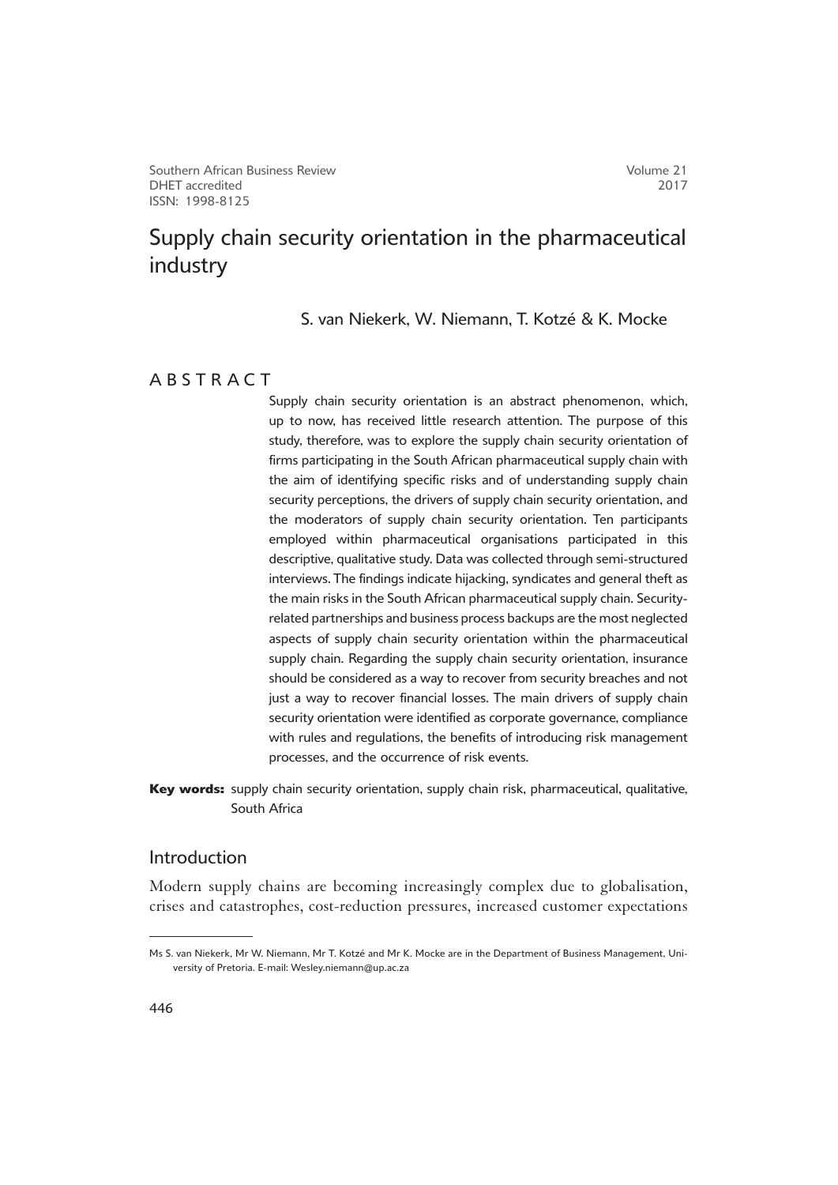# Supply chain security orientation in the pharmaceutical industry

S. van Niekerk, W. Niemann, T. Kotzé & K. Mocke

## ABSTRACT

Supply chain security orientation is an abstract phenomenon, which, up to now, has received little research attention. The purpose of this study, therefore, was to explore the supply chain security orientation of firms participating in the South African pharmaceutical supply chain with the aim of identifying specific risks and of understanding supply chain security perceptions, the drivers of supply chain security orientation, and the moderators of supply chain security orientation. Ten participants employed within pharmaceutical organisations participated in this descriptive, qualitative study. Data was collected through semi-structured interviews. The findings indicate hijacking, syndicates and general theft as the main risks in the South African pharmaceutical supply chain. Security-related partnerships and business process backups are the most neglected aspects of supply chain security orientation within the pharmaceutical supply chain. Regarding the supply chain security orientation, insurance should be considered as a way to recover from security breaches and not just a way to recover financial losses. The main drivers of supply chain security orientation were identified as corporate governance, compliance with rules and regulations, the benefits of introducing risk management processes, and the occurrence of risk events.

**Key words:** supply chain security orientation, supply chain risk, pharmaceutical, qualitative, South Africa

## Introduction

Modern supply chains are becoming increasingly complex due to globalisation, crises and catastrophes, cost-reduction pressures, increased customer expectations

---

Ms S. van Niekerk, Mr W. Niemann, Mr T. Kotzé and Mr K. Mocke are in the Department of Business Management, University of Pretoria. E-mail: Wesley.niemann@up.ac.za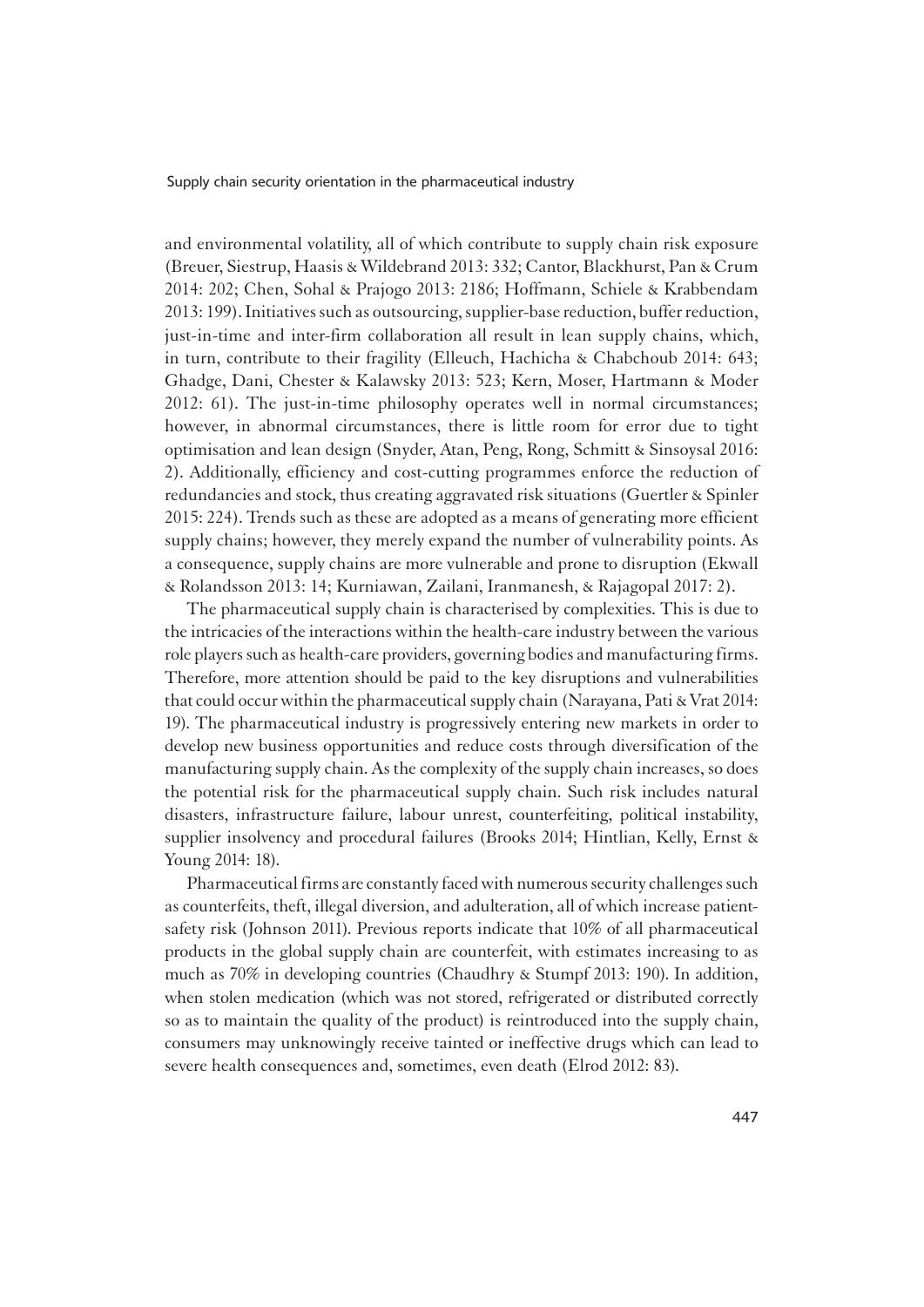and environmental volatility, all of which contribute to supply chain risk exposure (Breuer, Siestrup, Haasis & Wildebrand 2013: 332; Cantor, Blackhurst, Pan & Crum 2014: 202; Chen, Sohal & Prajogo 2013: 2186; Hoffmann, Schiele & Krabbendam 2013: 199). Initiatives such as outsourcing, supplier-base reduction, buffer reduction, just-in-time and inter-firm collaboration all result in lean supply chains, which, in turn, contribute to their fragility (Elleuch, Hachicha & Chabchoub 2014: 643; Ghadge, Dani, Chester & Kalawsky 2013: 523; Kern, Moser, Hartmann & Moder 2012: 61). The just-in-time philosophy operates well in normal circumstances; however, in abnormal circumstances, there is little room for error due to tight optimisation and lean design (Snyder, Atan, Peng, Rong, Schmitt & Sinsoysal 2016: 2). Additionally, efficiency and cost-cutting programmes enforce the reduction of redundancies and stock, thus creating aggravated risk situations (Guertler & Spinler 2015: 224). Trends such as these are adopted as a means of generating more efficient supply chains; however, they merely expand the number of vulnerability points. As a consequence, supply chains are more vulnerable and prone to disruption (Ekwall & Rolandsson 2013: 14; Kurniawan, Zailani, Iranmanesh, & Rajagopal 2017: 2).

The pharmaceutical supply chain is characterised by complexities. This is due to the intricacies of the interactions within the health-care industry between the various role players such as health-care providers, governing bodies and manufacturing firms. Therefore, more attention should be paid to the key disruptions and vulnerabilities that could occur within the pharmaceutical supply chain (Narayana, Pati & Vrat 2014: 19). The pharmaceutical industry is progressively entering new markets in order to develop new business opportunities and reduce costs through diversification of the manufacturing supply chain. As the complexity of the supply chain increases, so does the potential risk for the pharmaceutical supply chain. Such risk includes natural disasters, infrastructure failure, labour unrest, counterfeiting, political instability, supplier insolvency and procedural failures (Brooks 2014; Hintlian, Kelly, Ernst & Young 2014: 18).

Pharmaceutical firms are constantly faced with numerous security challenges such as counterfeits, theft, illegal diversion, and adulteration, all of which increase patient-safety risk (Johnson 2011). Previous reports indicate that 10% of all pharmaceutical products in the global supply chain are counterfeit, with estimates increasing to as much as 70% in developing countries (Chaudhry & Stumpf 2013: 190). In addition, when stolen medication (which was not stored, refrigerated or distributed correctly so as to maintain the quality of the product) is reintroduced into the supply chain, consumers may unknowingly receive tainted or ineffective drugs which can lead to severe health consequences and, sometimes, even death (Elrod 2012: 83).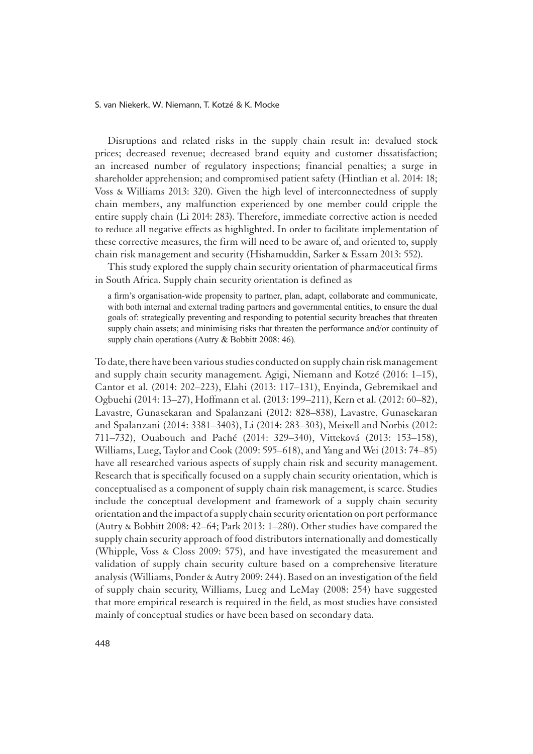Disruptions and related risks in the supply chain result in: devalued stock prices; decreased revenue; decreased brand equity and customer dissatisfaction; an increased number of regulatory inspections; financial penalties; a surge in shareholder apprehension; and compromised patient safety (Hintlian et al. 2014: 18; Voss & Williams 2013: 320). Given the high level of interconnectedness of supply chain members, any malfunction experienced by one member could cripple the entire supply chain (Li 2014: 283). Therefore, immediate corrective action is needed to reduce all negative effects as highlighted. In order to facilitate implementation of these corrective measures, the firm will need to be aware of, and oriented to, supply chain risk management and security (Hishamuddin, Sarker & Essam 2013: 552).

This study explored the supply chain security orientation of pharmaceutical firms in South Africa. Supply chain security orientation is defined as

> a firm's organisation-wide propensity to partner, plan, adapt, collaborate and communicate, with both internal and external trading partners and governmental entities, to ensure the dual goals of: strategically preventing and responding to potential security breaches that threaten supply chain assets; and minimising risks that threaten the performance and/or continuity of supply chain operations (Autry & Bobbitt 2008: 46).

To date, there have been various studies conducted on supply chain risk management and supply chain security management. Agigi, Niemann and Kotzé (2016: 1–15), Cantor et al. (2014: 202–223), Elahi (2013: 117–131), Enyinda, Gebremikael and Ogbuehi (2014: 13–27), Hoffmann et al. (2013: 199–211), Kern et al. (2012: 60–82), Lavastre, Gunasekaran and Spalanzani (2012: 828–838), Lavastre, Gunasekaran and Spalanzani (2014: 3381–3403), Li (2014: 283–303), Meixell and Norbis (2012: 711–732), Ouabouch and Paché (2014: 329–340), Vitteková (2013: 153–158), Williams, Lueg, Taylor and Cook (2009: 595–618), and Yang and Wei (2013: 74–85) have all researched various aspects of supply chain risk and security management. Research that is specifically focused on a supply chain security orientation, which is conceptualised as a component of supply chain risk management, is scarce. Studies include the conceptual development and framework of a supply chain security orientation and the impact of a supply chain security orientation on port performance (Autry & Bobbitt 2008: 42–64; Park 2013: 1–280). Other studies have compared the supply chain security approach of food distributors internationally and domestically (Whipple, Voss & Closs 2009: 575), and have investigated the measurement and validation of supply chain security culture based on a comprehensive literature analysis (Williams, Ponder & Autry 2009: 244). Based on an investigation of the field of supply chain security, Williams, Lueg and LeMay (2008: 254) have suggested that more empirical research is required in the field, as most studies have consisted mainly of conceptual studies or have been based on secondary data.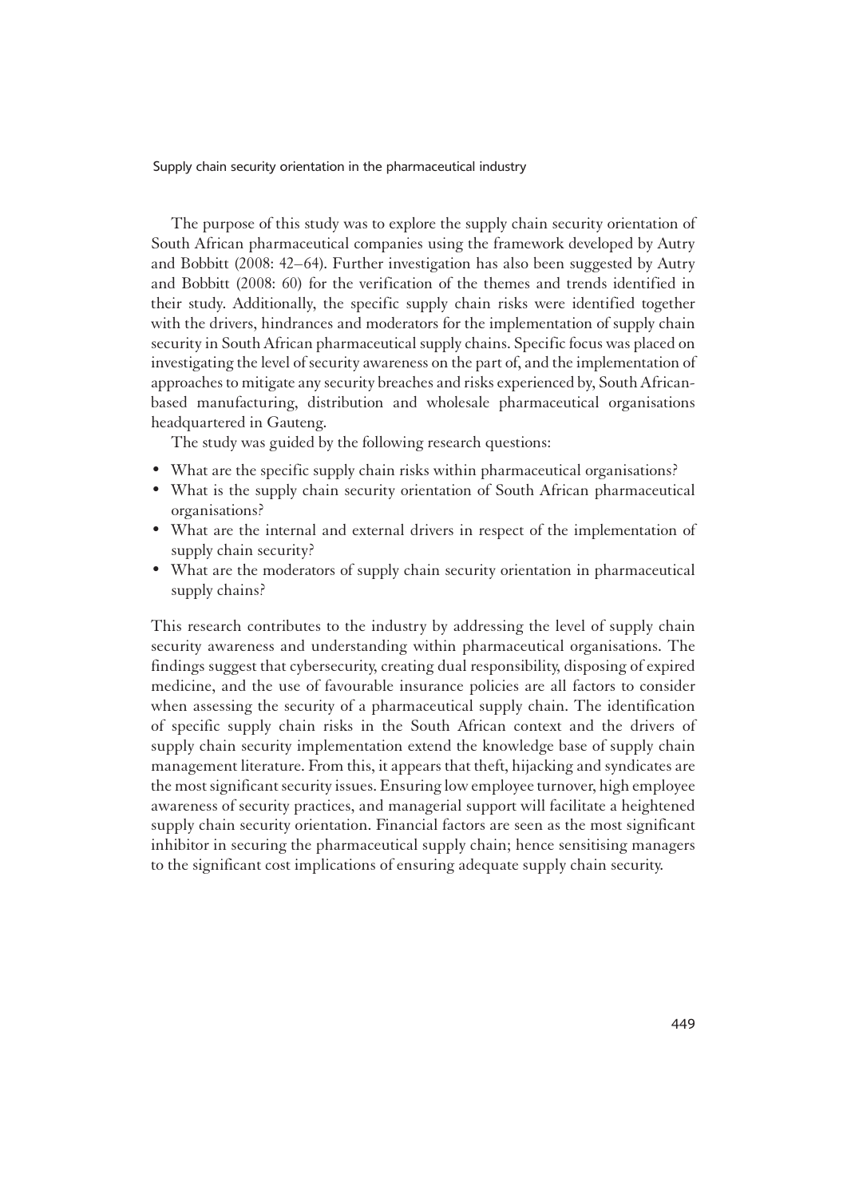The purpose of this study was to explore the supply chain security orientation of South African pharmaceutical companies using the framework developed by Autry and Bobbitt (2008: 42–64). Further investigation has also been suggested by Autry and Bobbitt (2008: 60) for the verification of the themes and trends identified in their study. Additionally, the specific supply chain risks were identified together with the drivers, hindrances and moderators for the implementation of supply chain security in South African pharmaceutical supply chains. Specific focus was placed on investigating the level of security awareness on the part of, and the implementation of approaches to mitigate any security breaches and risks experienced by, South African-based manufacturing, distribution and wholesale pharmaceutical organisations headquartered in Gauteng.

The study was guided by the following research questions:

- What are the specific supply chain risks within pharmaceutical organisations?
- What is the supply chain security orientation of South African pharmaceutical organisations?
- What are the internal and external drivers in respect of the implementation of supply chain security?
- What are the moderators of supply chain security orientation in pharmaceutical supply chains?

This research contributes to the industry by addressing the level of supply chain security awareness and understanding within pharmaceutical organisations. The findings suggest that cybersecurity, creating dual responsibility, disposing of expired medicine, and the use of favourable insurance policies are all factors to consider when assessing the security of a pharmaceutical supply chain. The identification of specific supply chain risks in the South African context and the drivers of supply chain security implementation extend the knowledge base of supply chain management literature. From this, it appears that theft, hijacking and syndicates are the most significant security issues. Ensuring low employee turnover, high employee awareness of security practices, and managerial support will facilitate a heightened supply chain security orientation. Financial factors are seen as the most significant inhibitor in securing the pharmaceutical supply chain; hence sensitising managers to the significant cost implications of ensuring adequate supply chain security.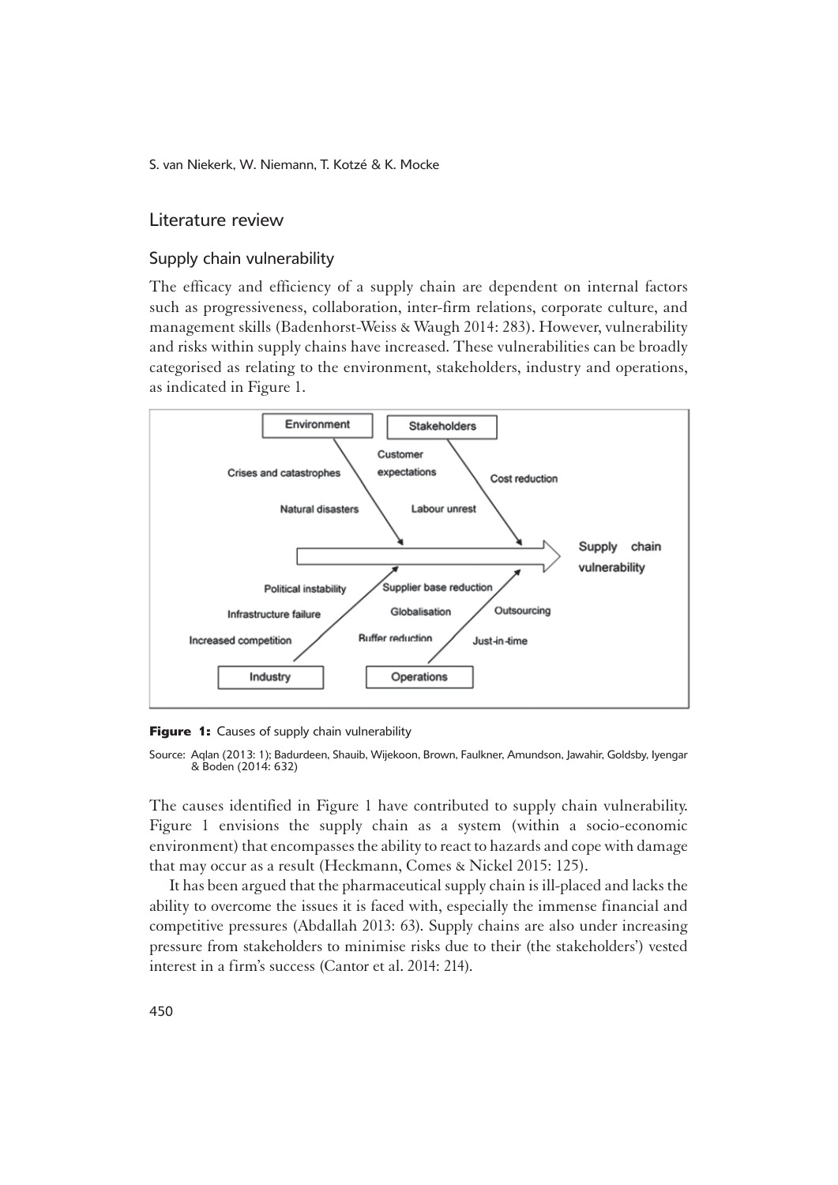## Literature review

### Supply chain vulnerability

The efficacy and efficiency of a supply chain are dependent on internal factors such as progressiveness, collaboration, inter-firm relations, corporate culture, and management skills (Badenhorst-Weiss & Waugh 2014: 283). However, vulnerability and risks within supply chains have increased. These vulnerabilities can be broadly categorised as relating to the environment, stakeholders, industry and operations, as indicated in Figure 1.

Environment
Stakeholders
Crises and catastrophes
Natural disasters
Customer expectations
Labour unrest
Cost reduction
Supply chain vulnerability
Political instability
Infrastructure failure
Increased competition
Supplier base reduction
Globalisation
Buffer reduction
Outsourcing
Just-in-time
Industry
Operations

**Figure 1:** Causes of supply chain vulnerability

Source: Aqlan (2013: 1); Badurdeen, Shauib, Wijekoon, Brown, Faulkner, Amundson, Jawahir, Goldsby, Iyengar & Boden (2014: 632)

The causes identified in Figure 1 have contributed to supply chain vulnerability. Figure 1 envisions the supply chain as a system (within a socio-economic environment) that encompasses the ability to react to hazards and cope with damage that may occur as a result (Heckmann, Comes & Nickel 2015: 125).

It has been argued that the pharmaceutical supply chain is ill-placed and lacks the ability to overcome the issues it is faced with, especially the immense financial and competitive pressures (Abdallah 2013: 63). Supply chains are also under increasing pressure from stakeholders to minimise risks due to their (the stakeholders') vested interest in a firm's success (Cantor et al. 2014: 214).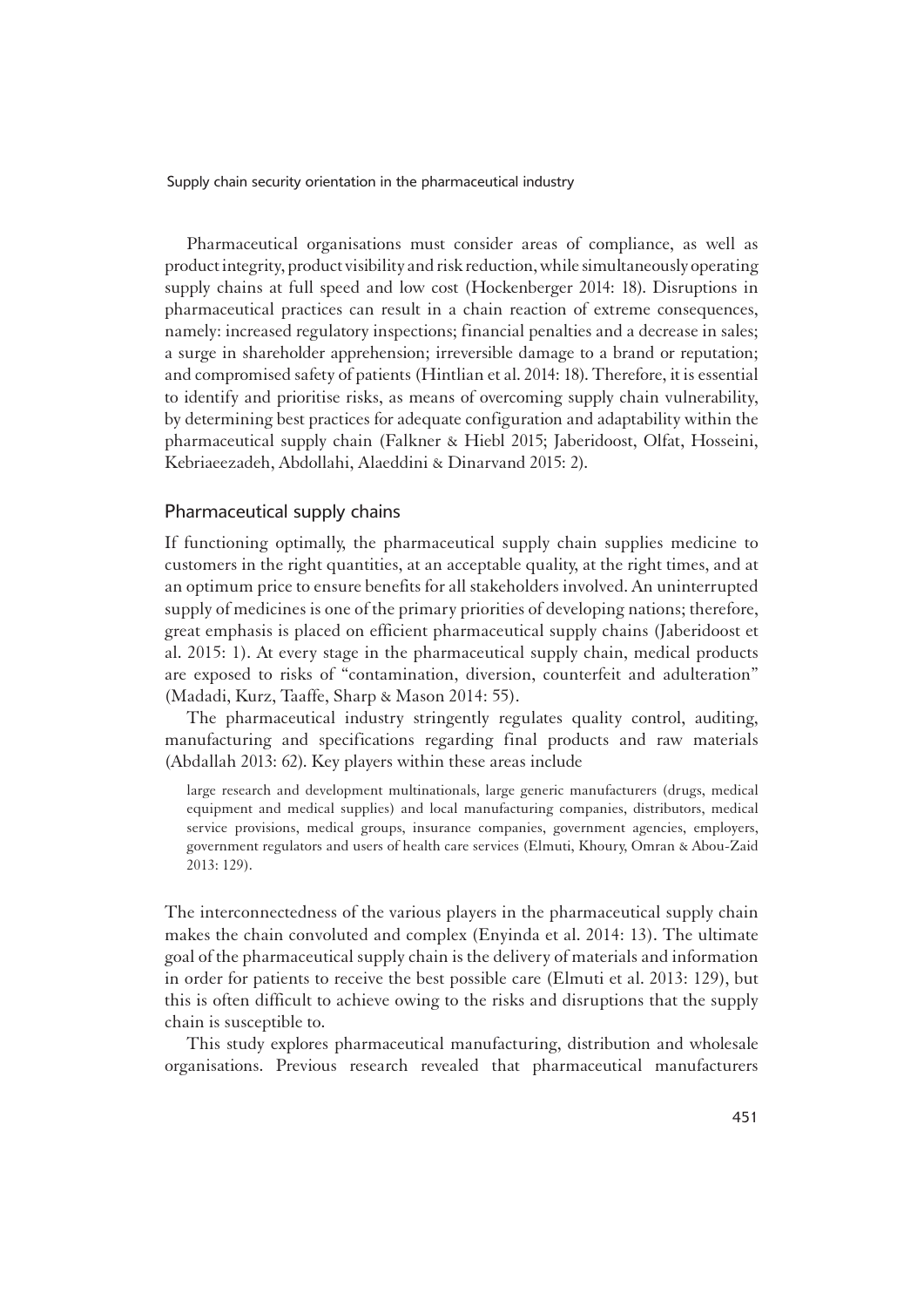Pharmaceutical organisations must consider areas of compliance, as well as product integrity, product visibility and risk reduction, while simultaneously operating supply chains at full speed and low cost (Hockenberger 2014: 18). Disruptions in pharmaceutical practices can result in a chain reaction of extreme consequences, namely: increased regulatory inspections; financial penalties and a decrease in sales; a surge in shareholder apprehension; irreversible damage to a brand or reputation; and compromised safety of patients (Hintlian et al. 2014: 18). Therefore, it is essential to identify and prioritise risks, as means of overcoming supply chain vulnerability, by determining best practices for adequate configuration and adaptability within the pharmaceutical supply chain (Falkner & Hiebl 2015; Jaberidoost, Olfat, Hosseini, Kebriaeezadeh, Abdollahi, Alaeddini & Dinarvand 2015: 2).

## Pharmaceutical supply chains

If functioning optimally, the pharmaceutical supply chain supplies medicine to customers in the right quantities, at an acceptable quality, at the right times, and at an optimum price to ensure benefits for all stakeholders involved. An uninterrupted supply of medicines is one of the primary priorities of developing nations; therefore, great emphasis is placed on efficient pharmaceutical supply chains (Jaberidoost et al. 2015: 1). At every stage in the pharmaceutical supply chain, medical products are exposed to risks of "contamination, diversion, counterfeit and adulteration" (Madadi, Kurz, Taaffe, Sharp & Mason 2014: 55).

The pharmaceutical industry stringently regulates quality control, auditing, manufacturing and specifications regarding final products and raw materials (Abdallah 2013: 62). Key players within these areas include

> large research and development multinationals, large generic manufacturers (drugs, medical equipment and medical supplies) and local manufacturing companies, distributors, medical service provisions, medical groups, insurance companies, government agencies, employers, government regulators and users of health care services (Elmuti, Khoury, Omran & Abou-Zaid 2013: 129).

The interconnectedness of the various players in the pharmaceutical supply chain makes the chain convoluted and complex (Enyinda et al. 2014: 13). The ultimate goal of the pharmaceutical supply chain is the delivery of materials and information in order for patients to receive the best possible care (Elmuti et al. 2013: 129), but this is often difficult to achieve owing to the risks and disruptions that the supply chain is susceptible to.

This study explores pharmaceutical manufacturing, distribution and wholesale organisations. Previous research revealed that pharmaceutical manufacturers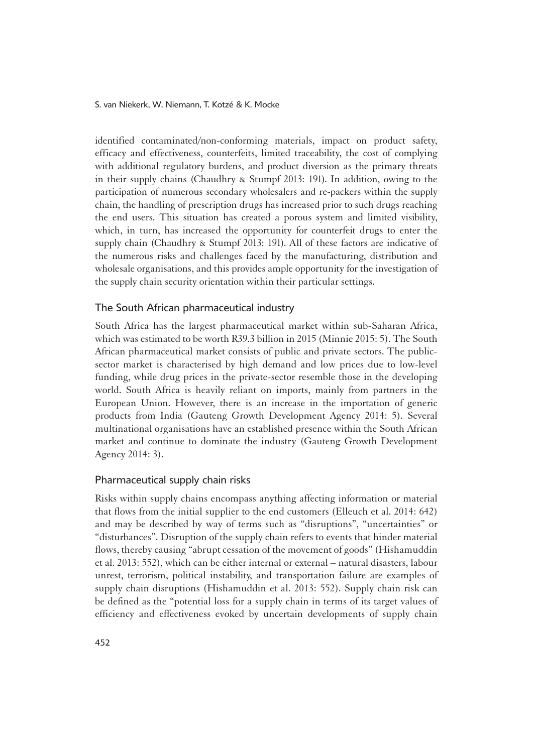identified contaminated/non-conforming materials, impact on product safety, efficacy and effectiveness, counterfeits, limited traceability, the cost of complying with additional regulatory burdens, and product diversion as the primary threats in their supply chains (Chaudhry & Stumpf 2013: 191). In addition, owing to the participation of numerous secondary wholesalers and re-packers within the supply chain, the handling of prescription drugs has increased prior to such drugs reaching the end users. This situation has created a porous system and limited visibility, which, in turn, has increased the opportunity for counterfeit drugs to enter the supply chain (Chaudhry & Stumpf 2013: 191). All of these factors are indicative of the numerous risks and challenges faced by the manufacturing, distribution and wholesale organisations, and this provides ample opportunity for the investigation of the supply chain security orientation within their particular settings.

## The South African pharmaceutical industry

South Africa has the largest pharmaceutical market within sub-Saharan Africa, which was estimated to be worth R39.3 billion in 2015 (Minnie 2015: 5). The South African pharmaceutical market consists of public and private sectors. The public-sector market is characterised by high demand and low prices due to low-level funding, while drug prices in the private-sector resemble those in the developing world. South Africa is heavily reliant on imports, mainly from partners in the European Union. However, there is an increase in the importation of generic products from India (Gauteng Growth Development Agency 2014: 5). Several multinational organisations have an established presence within the South African market and continue to dominate the industry (Gauteng Growth Development Agency 2014: 3).

## Pharmaceutical supply chain risks

Risks within supply chains encompass anything affecting information or material that flows from the initial supplier to the end customers (Elleuch et al. 2014: 642) and may be described by way of terms such as "disruptions", "uncertainties" or "disturbances". Disruption of the supply chain refers to events that hinder material flows, thereby causing "abrupt cessation of the movement of goods" (Hishamuddin et al. 2013: 552), which can be either internal or external – natural disasters, labour unrest, terrorism, political instability, and transportation failure are examples of supply chain disruptions (Hishamuddin et al. 2013: 552). Supply chain risk can be defined as the "potential loss for a supply chain in terms of its target values of efficiency and effectiveness evoked by uncertain developments of supply chain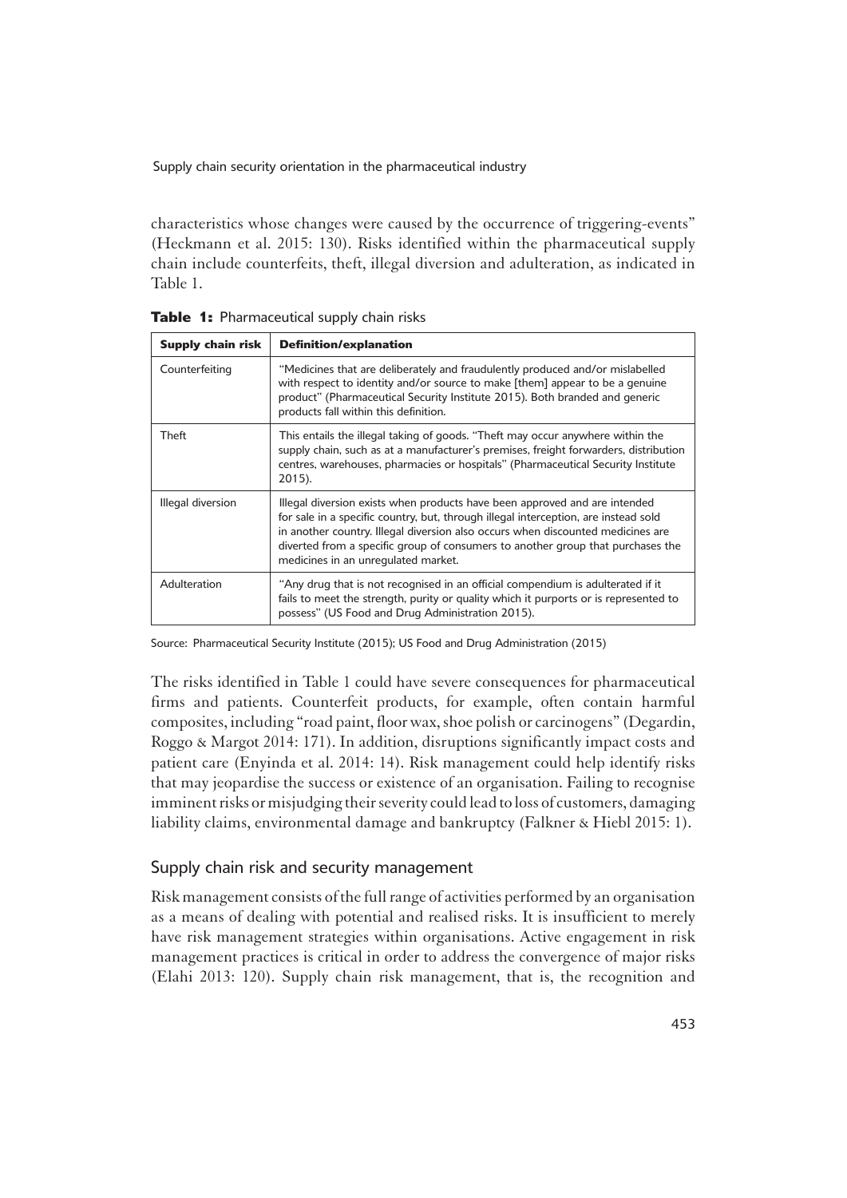characteristics whose changes were caused by the occurrence of triggering-events" (Heckmann et al. 2015: 130). Risks identified within the pharmaceutical supply chain include counterfeits, theft, illegal diversion and adulteration, as indicated in Table 1.

**Table 1:** Pharmaceutical supply chain risks

| Supply chain risk | Definition/explanation |
|---|---|
| Counterfeiting | "Medicines that are deliberately and fraudulently produced and/or mislabelled with respect to identity and/or source to make [them] appear to be a genuine product" (Pharmaceutical Security Institute 2015). Both branded and generic products fall within this definition. |
| Theft | This entails the illegal taking of goods. "Theft may occur anywhere within the supply chain, such as at a manufacturer's premises, freight forwarders, distribution centres, warehouses, pharmacies or hospitals" (Pharmaceutical Security Institute 2015). |
| Illegal diversion | Illegal diversion exists when products have been approved and are intended for sale in a specific country, but, through illegal interception, are instead sold in another country. Illegal diversion also occurs when discounted medicines are diverted from a specific group of consumers to another group that purchases the medicines in an unregulated market. |
| Adulteration | "Any drug that is not recognised in an official compendium is adulterated if it fails to meet the strength, purity or quality which it purports or is represented to possess" (US Food and Drug Administration 2015). |

Source: Pharmaceutical Security Institute (2015); US Food and Drug Administration (2015)

The risks identified in Table 1 could have severe consequences for pharmaceutical firms and patients. Counterfeit products, for example, often contain harmful composites, including "road paint, floor wax, shoe polish or carcinogens" (Degardin, Roggo & Margot 2014: 171). In addition, disruptions significantly impact costs and patient care (Enyinda et al. 2014: 14). Risk management could help identify risks that may jeopardise the success or existence of an organisation. Failing to recognise imminent risks or misjudging their severity could lead to loss of customers, damaging liability claims, environmental damage and bankruptcy (Falkner & Hiebl 2015: 1).

## Supply chain risk and security management

Risk management consists of the full range of activities performed by an organisation as a means of dealing with potential and realised risks. It is insufficient to merely have risk management strategies within organisations. Active engagement in risk management practices is critical in order to address the convergence of major risks (Elahi 2013: 120). Supply chain risk management, that is, the recognition and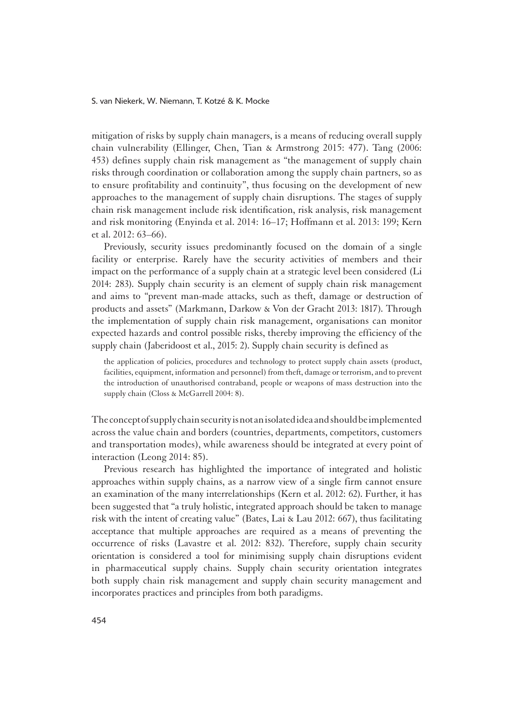mitigation of risks by supply chain managers, is a means of reducing overall supply chain vulnerability (Ellinger, Chen, Tian & Armstrong 2015: 477). Tang (2006: 453) defines supply chain risk management as "the management of supply chain risks through coordination or collaboration among the supply chain partners, so as to ensure profitability and continuity", thus focusing on the development of new approaches to the management of supply chain disruptions. The stages of supply chain risk management include risk identification, risk analysis, risk management and risk monitoring (Enyinda et al. 2014: 16–17; Hoffmann et al. 2013: 199; Kern et al. 2012: 63–66).

Previously, security issues predominantly focused on the domain of a single facility or enterprise. Rarely have the security activities of members and their impact on the performance of a supply chain at a strategic level been considered (Li 2014: 283). Supply chain security is an element of supply chain risk management and aims to "prevent man-made attacks, such as theft, damage or destruction of products and assets" (Markmann, Darkow & Von der Gracht 2013: 1817). Through the implementation of supply chain risk management, organisations can monitor expected hazards and control possible risks, thereby improving the efficiency of the supply chain (Jaberidoost et al., 2015: 2). Supply chain security is defined as

> the application of policies, procedures and technology to protect supply chain assets (product, facilities, equipment, information and personnel) from theft, damage or terrorism, and to prevent the introduction of unauthorised contraband, people or weapons of mass destruction into the supply chain (Closs & McGarrell 2004: 8).

The concept of supply chain security is not an isolated idea and should be implemented across the value chain and borders (countries, departments, competitors, customers and transportation modes), while awareness should be integrated at every point of interaction (Leong 2014: 85).

Previous research has highlighted the importance of integrated and holistic approaches within supply chains, as a narrow view of a single firm cannot ensure an examination of the many interrelationships (Kern et al. 2012: 62). Further, it has been suggested that "a truly holistic, integrated approach should be taken to manage risk with the intent of creating value" (Bates, Lai & Lau 2012: 667), thus facilitating acceptance that multiple approaches are required as a means of preventing the occurrence of risks (Lavastre et al. 2012: 832). Therefore, supply chain security orientation is considered a tool for minimising supply chain disruptions evident in pharmaceutical supply chains. Supply chain security orientation integrates both supply chain risk management and supply chain security management and incorporates practices and principles from both paradigms.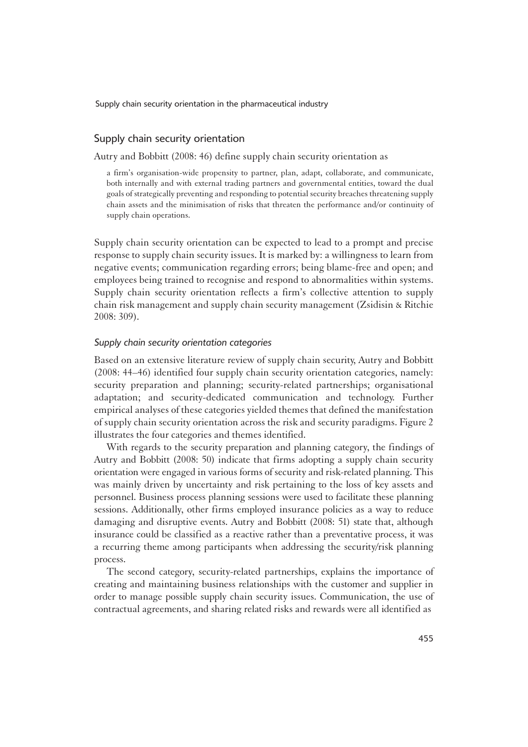## Supply chain security orientation

Autry and Bobbitt (2008: 46) define supply chain security orientation as

> a firm's organisation-wide propensity to partner, plan, adapt, collaborate, and communicate, both internally and with external trading partners and governmental entities, toward the dual goals of strategically preventing and responding to potential security breaches threatening supply chain assets and the minimisation of risks that threaten the performance and/or continuity of supply chain operations.

Supply chain security orientation can be expected to lead to a prompt and precise response to supply chain security issues. It is marked by: a willingness to learn from negative events; communication regarding errors; being blame-free and open; and employees being trained to recognise and respond to abnormalities within systems. Supply chain security orientation reflects a firm's collective attention to supply chain risk management and supply chain security management (Zsidisin & Ritchie 2008: 309).

### *Supply chain security orientation categories*

Based on an extensive literature review of supply chain security, Autry and Bobbitt (2008: 44–46) identified four supply chain security orientation categories, namely: security preparation and planning; security-related partnerships; organisational adaptation; and security-dedicated communication and technology. Further empirical analyses of these categories yielded themes that defined the manifestation of supply chain security orientation across the risk and security paradigms. Figure 2 illustrates the four categories and themes identified.

With regards to the security preparation and planning category, the findings of Autry and Bobbitt (2008: 50) indicate that firms adopting a supply chain security orientation were engaged in various forms of security and risk-related planning. This was mainly driven by uncertainty and risk pertaining to the loss of key assets and personnel. Business process planning sessions were used to facilitate these planning sessions. Additionally, other firms employed insurance policies as a way to reduce damaging and disruptive events. Autry and Bobbitt (2008: 51) state that, although insurance could be classified as a reactive rather than a preventative process, it was a recurring theme among participants when addressing the security/risk planning process.

The second category, security-related partnerships, explains the importance of creating and maintaining business relationships with the customer and supplier in order to manage possible supply chain security issues. Communication, the use of contractual agreements, and sharing related risks and rewards were all identified as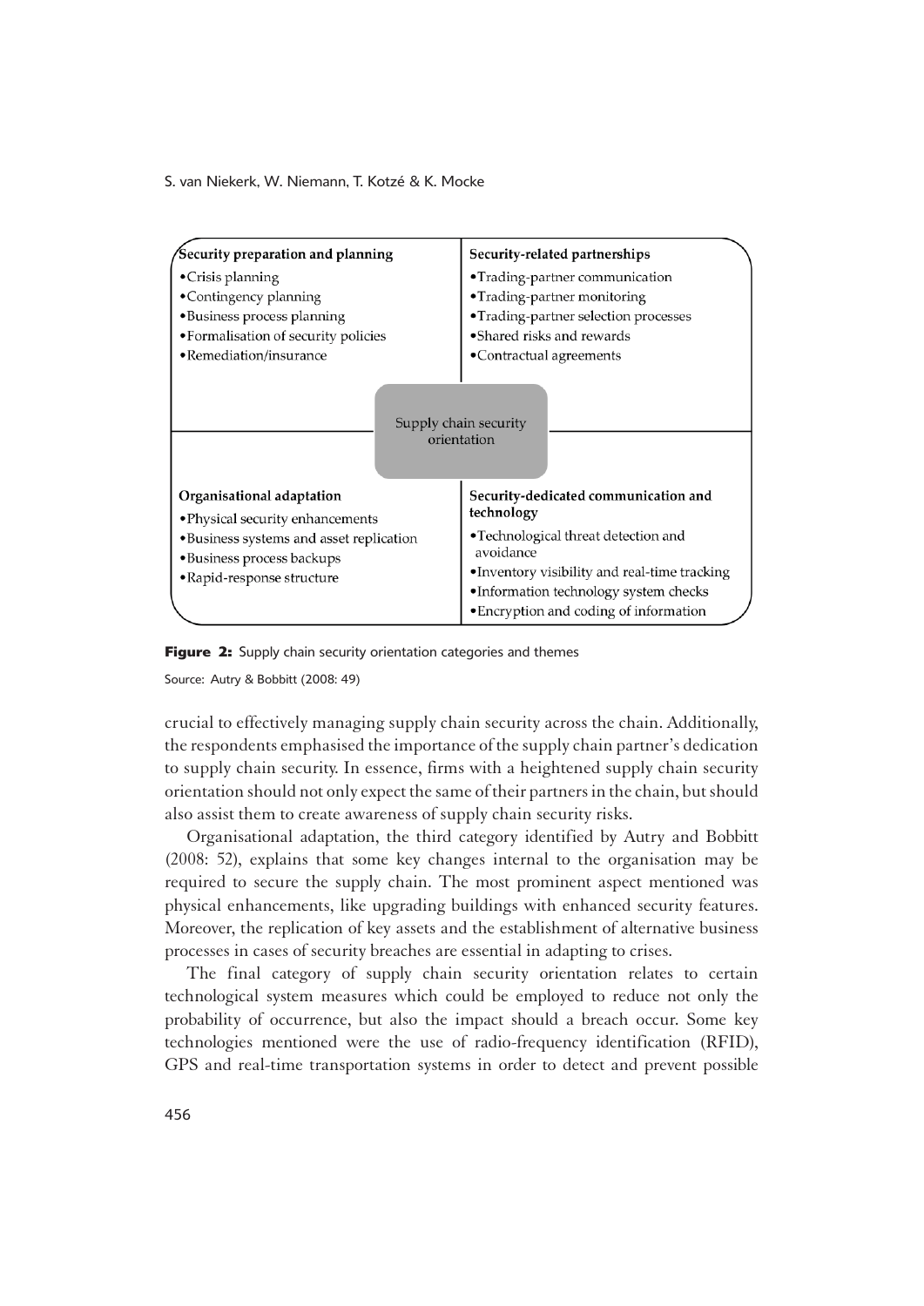Security preparation and planning
- Crisis planning
- Contingency planning
- Business process planning
- Formalisation of security policies
- Remediation/insurance

Security-related partnerships
- Trading-partner communication
- Trading-partner monitoring
- Trading-partner selection processes
- Shared risks and rewards
- Contractual agreements

Supply chain security orientation

Organisational adaptation
- Physical security enhancements
- Business systems and asset replication
- Business process backups
- Rapid-response structure

Security-dedicated communication and technology
- Technological threat detection and avoidance
- Inventory visibility and real-time tracking
- Information technology system checks
- Encryption and coding of information

**Figure 2:** Supply chain security orientation categories and themes

Source: Autry & Bobbitt (2008: 49)

crucial to effectively managing supply chain security across the chain. Additionally, the respondents emphasised the importance of the supply chain partner's dedication to supply chain security. In essence, firms with a heightened supply chain security orientation should not only expect the same of their partners in the chain, but should also assist them to create awareness of supply chain security risks.

Organisational adaptation, the third category identified by Autry and Bobbitt (2008: 52), explains that some key changes internal to the organisation may be required to secure the supply chain. The most prominent aspect mentioned was physical enhancements, like upgrading buildings with enhanced security features. Moreover, the replication of key assets and the establishment of alternative business processes in cases of security breaches are essential in adapting to crises.

The final category of supply chain security orientation relates to certain technological system measures which could be employed to reduce not only the probability of occurrence, but also the impact should a breach occur. Some key technologies mentioned were the use of radio-frequency identification (RFID), GPS and real-time transportation systems in order to detect and prevent possible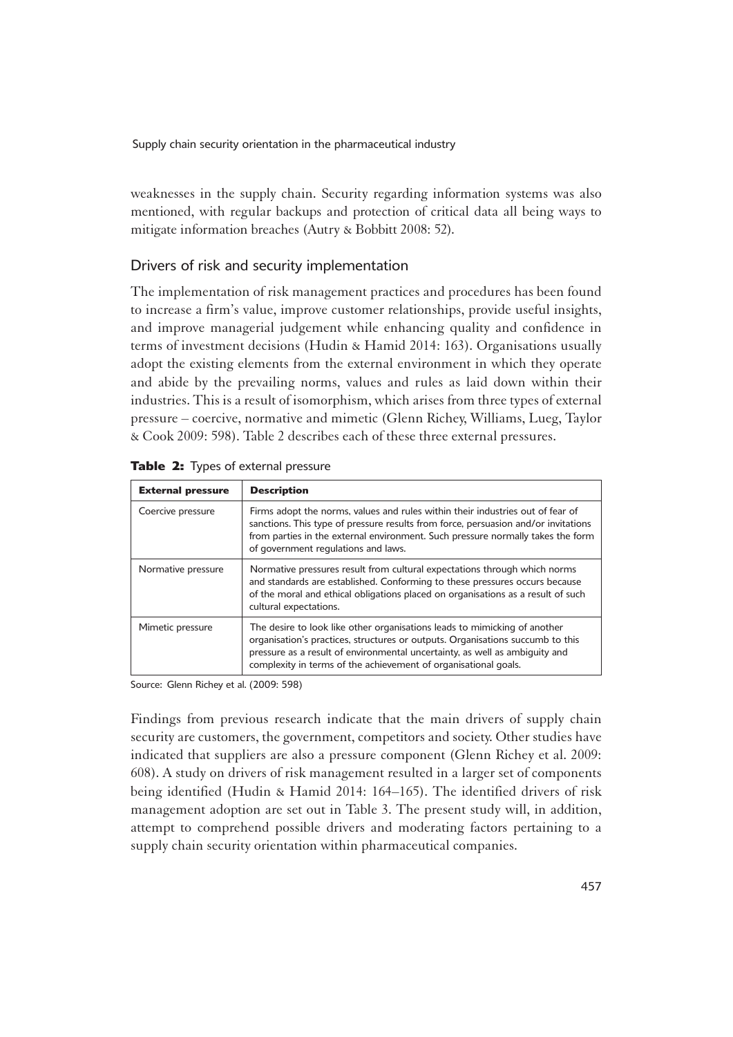weaknesses in the supply chain. Security regarding information systems was also mentioned, with regular backups and protection of critical data all being ways to mitigate information breaches (Autry & Bobbitt 2008: 52).

## Drivers of risk and security implementation

The implementation of risk management practices and procedures has been found to increase a firm's value, improve customer relationships, provide useful insights, and improve managerial judgement while enhancing quality and confidence in terms of investment decisions (Hudin & Hamid 2014: 163). Organisations usually adopt the existing elements from the external environment in which they operate and abide by the prevailing norms, values and rules as laid down within their industries. This is a result of isomorphism, which arises from three types of external pressure – coercive, normative and mimetic (Glenn Richey, Williams, Lueg, Taylor & Cook 2009: 598). Table 2 describes each of these three external pressures.

**Table 2:** Types of external pressure

| External pressure | Description |
| --- | --- |
| Coercive pressure | Firms adopt the norms, values and rules within their industries out of fear of sanctions. This type of pressure results from force, persuasion and/or invitations from parties in the external environment. Such pressure normally takes the form of government regulations and laws. |
| Normative pressure | Normative pressures result from cultural expectations through which norms and standards are established. Conforming to these pressures occurs because of the moral and ethical obligations placed on organisations as a result of such cultural expectations. |
| Mimetic pressure | The desire to look like other organisations leads to mimicking of another organisation's practices, structures or outputs. Organisations succumb to this pressure as a result of environmental uncertainty, as well as ambiguity and complexity in terms of the achievement of organisational goals. |

Source: Glenn Richey et al. (2009: 598)

Findings from previous research indicate that the main drivers of supply chain security are customers, the government, competitors and society. Other studies have indicated that suppliers are also a pressure component (Glenn Richey et al. 2009: 608). A study on drivers of risk management resulted in a larger set of components being identified (Hudin & Hamid 2014: 164–165). The identified drivers of risk management adoption are set out in Table 3. The present study will, in addition, attempt to comprehend possible drivers and moderating factors pertaining to a supply chain security orientation within pharmaceutical companies.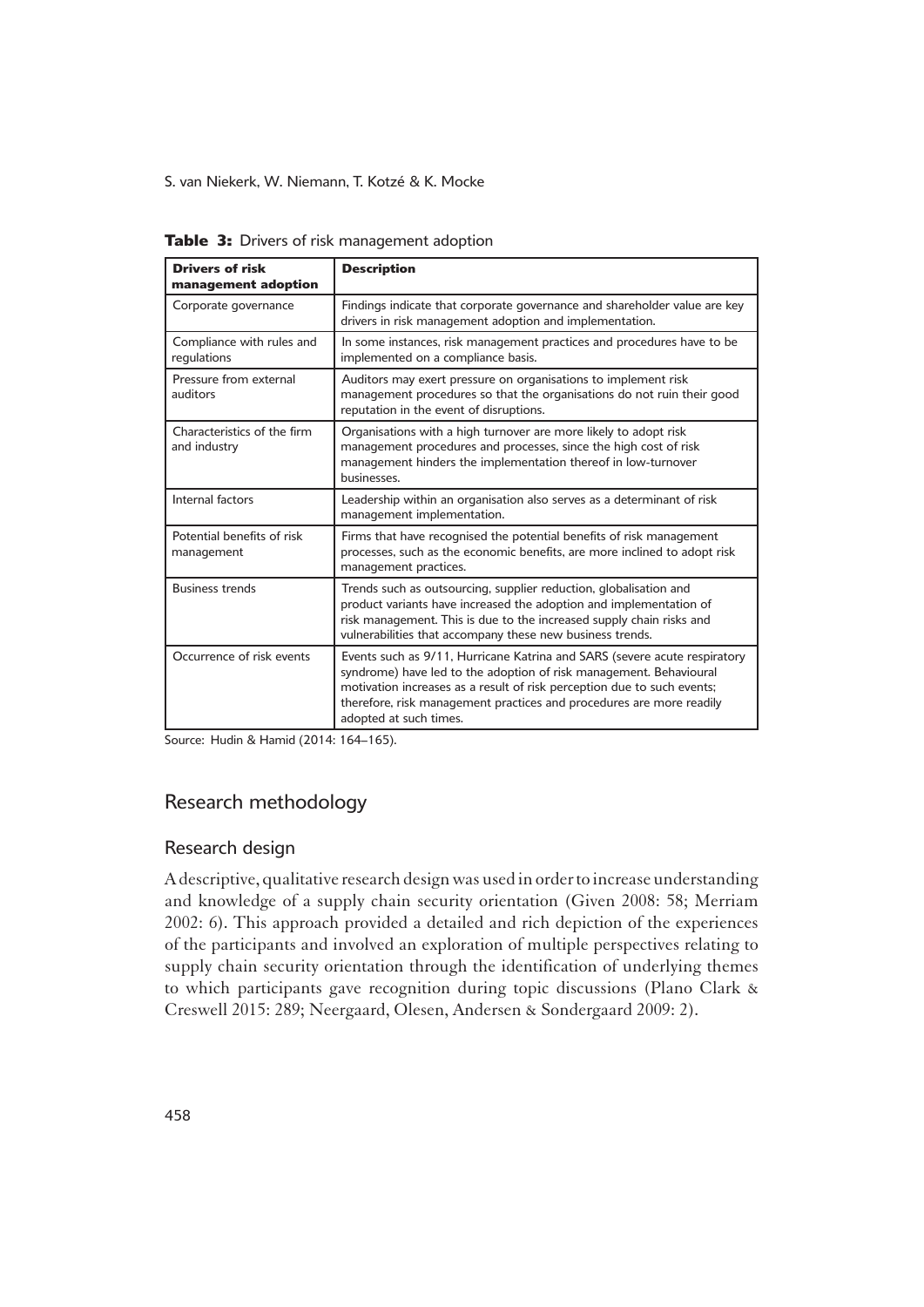**Table 3:** Drivers of risk management adoption

| Drivers of risk management adoption | Description |
|---|---|
| Corporate governance | Findings indicate that corporate governance and shareholder value are key drivers in risk management adoption and implementation. |
| Compliance with rules and regulations | In some instances, risk management practices and procedures have to be implemented on a compliance basis. |
| Pressure from external auditors | Auditors may exert pressure on organisations to implement risk management procedures so that the organisations do not ruin their good reputation in the event of disruptions. |
| Characteristics of the firm and industry | Organisations with a high turnover are more likely to adopt risk management procedures and processes, since the high cost of risk management hinders the implementation thereof in low-turnover businesses. |
| Internal factors | Leadership within an organisation also serves as a determinant of risk management implementation. |
| Potential benefits of risk management | Firms that have recognised the potential benefits of risk management processes, such as the economic benefits, are more inclined to adopt risk management practices. |
| Business trends | Trends such as outsourcing, supplier reduction, globalisation and product variants have increased the adoption and implementation of risk management. This is due to the increased supply chain risks and vulnerabilities that accompany these new business trends. |
| Occurrence of risk events | Events such as 9/11, Hurricane Katrina and SARS (severe acute respiratory syndrome) have led to the adoption of risk management. Behavioural motivation increases as a result of risk perception due to such events; therefore, risk management practices and procedures are more readily adopted at such times. |

Source: Hudin & Hamid (2014: 164–165).

## Research methodology

### Research design

A descriptive, qualitative research design was used in order to increase understanding and knowledge of a supply chain security orientation (Given 2008: 58; Merriam 2002: 6). This approach provided a detailed and rich depiction of the experiences of the participants and involved an exploration of multiple perspectives relating to supply chain security orientation through the identification of underlying themes to which participants gave recognition during topic discussions (Plano Clark & Creswell 2015: 289; Neergaard, Olesen, Andersen & Sondergaard 2009: 2).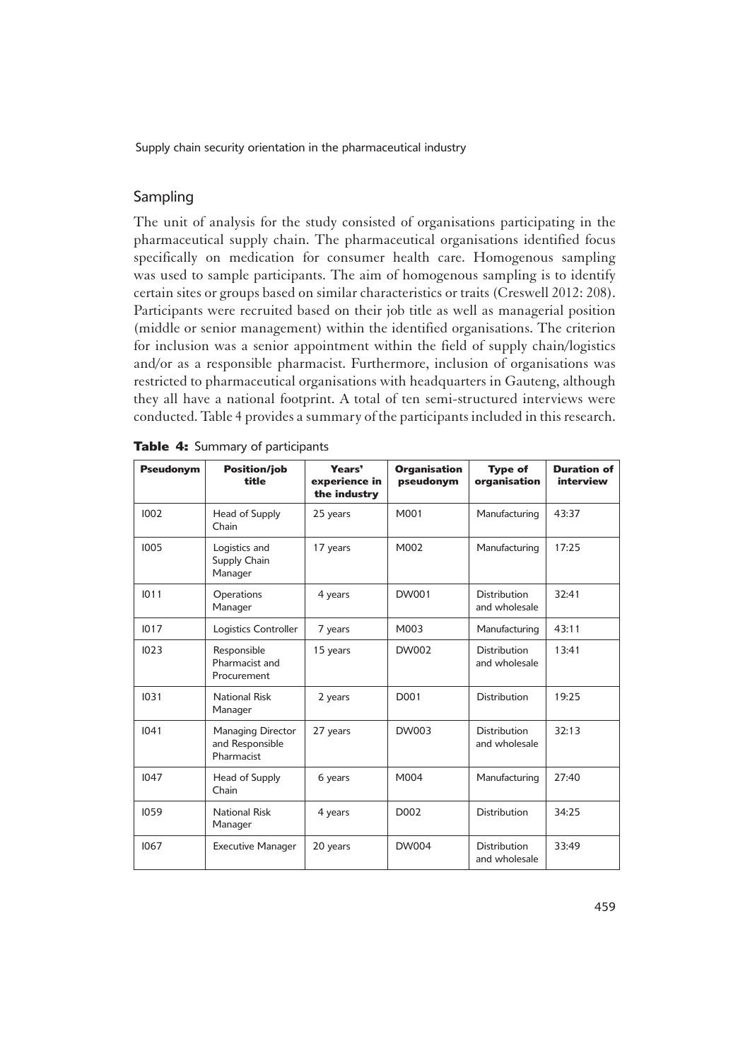## Sampling

The unit of analysis for the study consisted of organisations participating in the pharmaceutical supply chain. The pharmaceutical organisations identified focus specifically on medication for consumer health care. Homogenous sampling was used to sample participants. The aim of homogenous sampling is to identify certain sites or groups based on similar characteristics or traits (Creswell 2012: 208). Participants were recruited based on their job title as well as managerial position (middle or senior management) within the identified organisations. The criterion for inclusion was a senior appointment within the field of supply chain/logistics and/or as a responsible pharmacist. Furthermore, inclusion of organisations was restricted to pharmaceutical organisations with headquarters in Gauteng, although they all have a national footprint. A total of ten semi-structured interviews were conducted. Table 4 provides a summary of the participants included in this research.

**Table 4:** Summary of participants

| Pseudonym | Position/job title | Years' experience in the industry | Organisation pseudonym | Type of organisation | Duration of interview |
|---|---|---|---|---|---|
| I002 | Head of Supply Chain | 25 years | M001 | Manufacturing | 43:37 |
| I005 | Logistics and Supply Chain Manager | 17 years | M002 | Manufacturing | 17:25 |
| I011 | Operations Manager | 4 years | DW001 | Distribution and wholesale | 32:41 |
| I017 | Logistics Controller | 7 years | M003 | Manufacturing | 43:11 |
| I023 | Responsible Pharmacist and Procurement | 15 years | DW002 | Distribution and wholesale | 13:41 |
| I031 | National Risk Manager | 2 years | D001 | Distribution | 19:25 |
| I041 | Managing Director and Responsible Pharmacist | 27 years | DW003 | Distribution and wholesale | 32:13 |
| I047 | Head of Supply Chain | 6 years | M004 | Manufacturing | 27:40 |
| I059 | National Risk Manager | 4 years | D002 | Distribution | 34:25 |
| I067 | Executive Manager | 20 years | DW004 | Distribution and wholesale | 33:49 |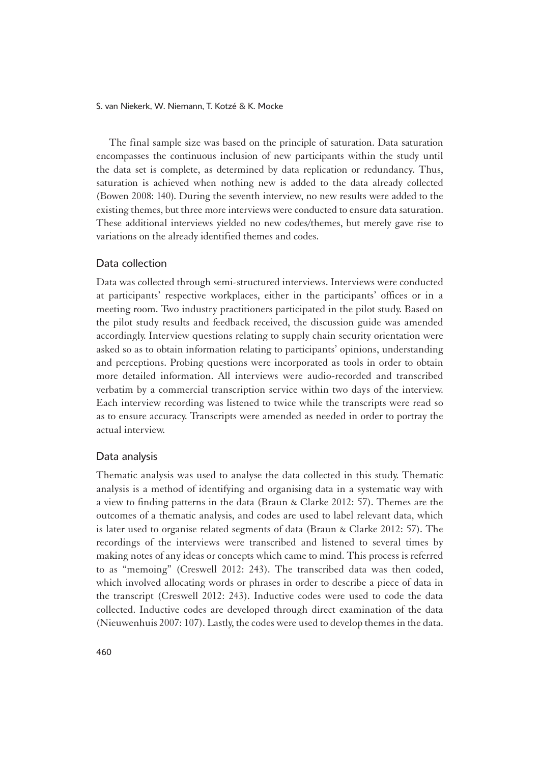The final sample size was based on the principle of saturation. Data saturation encompasses the continuous inclusion of new participants within the study until the data set is complete, as determined by data replication or redundancy. Thus, saturation is achieved when nothing new is added to the data already collected (Bowen 2008: 140). During the seventh interview, no new results were added to the existing themes, but three more interviews were conducted to ensure data saturation. These additional interviews yielded no new codes/themes, but merely gave rise to variations on the already identified themes and codes.

## Data collection

Data was collected through semi-structured interviews. Interviews were conducted at participants' respective workplaces, either in the participants' offices or in a meeting room. Two industry practitioners participated in the pilot study. Based on the pilot study results and feedback received, the discussion guide was amended accordingly. Interview questions relating to supply chain security orientation were asked so as to obtain information relating to participants' opinions, understanding and perceptions. Probing questions were incorporated as tools in order to obtain more detailed information. All interviews were audio-recorded and transcribed verbatim by a commercial transcription service within two days of the interview. Each interview recording was listened to twice while the transcripts were read so as to ensure accuracy. Transcripts were amended as needed in order to portray the actual interview.

## Data analysis

Thematic analysis was used to analyse the data collected in this study. Thematic analysis is a method of identifying and organising data in a systematic way with a view to finding patterns in the data (Braun & Clarke 2012: 57). Themes are the outcomes of a thematic analysis, and codes are used to label relevant data, which is later used to organise related segments of data (Braun & Clarke 2012: 57). The recordings of the interviews were transcribed and listened to several times by making notes of any ideas or concepts which came to mind. This process is referred to as "memoing" (Creswell 2012: 243). The transcribed data was then coded, which involved allocating words or phrases in order to describe a piece of data in the transcript (Creswell 2012: 243). Inductive codes were used to code the data collected. Inductive codes are developed through direct examination of the data (Nieuwenhuis 2007: 107). Lastly, the codes were used to develop themes in the data.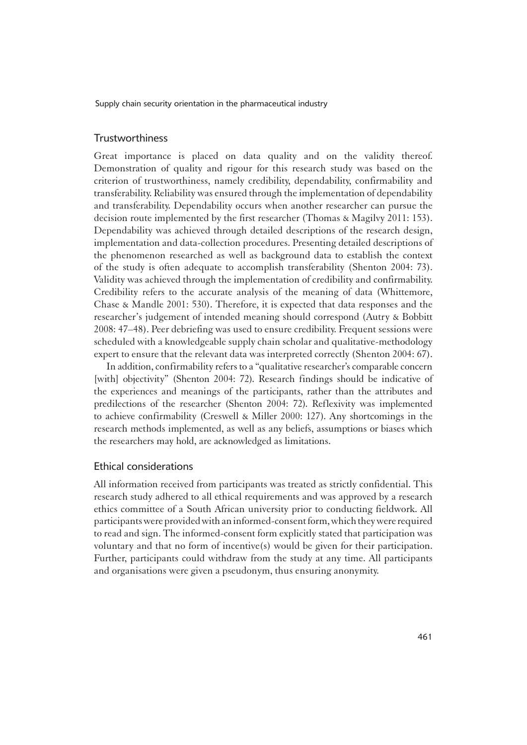## Trustworthiness

Great importance is placed on data quality and on the validity thereof. Demonstration of quality and rigour for this research study was based on the criterion of trustworthiness, namely credibility, dependability, confirmability and transferability. Reliability was ensured through the implementation of dependability and transferability. Dependability occurs when another researcher can pursue the decision route implemented by the first researcher (Thomas & Magilvy 2011: 153). Dependability was achieved through detailed descriptions of the research design, implementation and data-collection procedures. Presenting detailed descriptions of the phenomenon researched as well as background data to establish the context of the study is often adequate to accomplish transferability (Shenton 2004: 73). Validity was achieved through the implementation of credibility and confirmability. Credibility refers to the accurate analysis of the meaning of data (Whittemore, Chase & Mandle 2001: 530). Therefore, it is expected that data responses and the researcher's judgement of intended meaning should correspond (Autry & Bobbitt 2008: 47–48). Peer debriefing was used to ensure credibility. Frequent sessions were scheduled with a knowledgeable supply chain scholar and qualitative-methodology expert to ensure that the relevant data was interpreted correctly (Shenton 2004: 67).

In addition, confirmability refers to a "qualitative researcher's comparable concern [with] objectivity" (Shenton 2004: 72). Research findings should be indicative of the experiences and meanings of the participants, rather than the attributes and predilections of the researcher (Shenton 2004: 72). Reflexivity was implemented to achieve confirmability (Creswell & Miller 2000: 127). Any shortcomings in the research methods implemented, as well as any beliefs, assumptions or biases which the researchers may hold, are acknowledged as limitations.

## Ethical considerations

All information received from participants was treated as strictly confidential. This research study adhered to all ethical requirements and was approved by a research ethics committee of a South African university prior to conducting fieldwork. All participants were provided with an informed-consent form, which they were required to read and sign. The informed-consent form explicitly stated that participation was voluntary and that no form of incentive(s) would be given for their participation. Further, participants could withdraw from the study at any time. All participants and organisations were given a pseudonym, thus ensuring anonymity.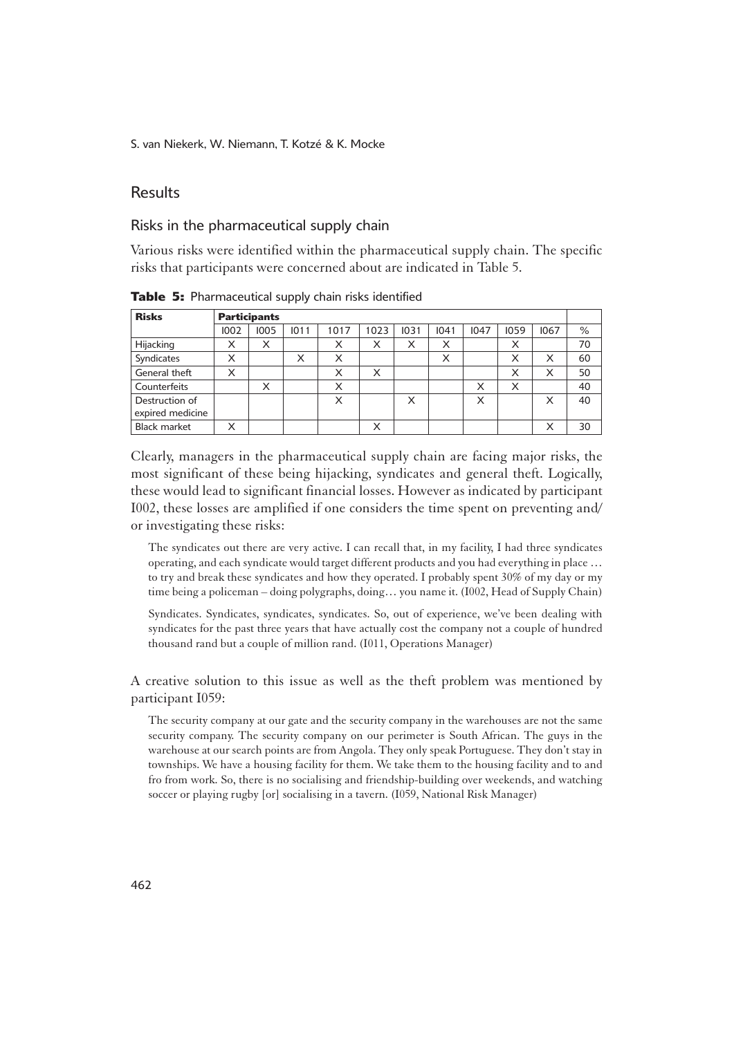## Results

### Risks in the pharmaceutical supply chain

Various risks were identified within the pharmaceutical supply chain. The specific risks that participants were concerned about are indicated in Table 5.

**Table 5:** Pharmaceutical supply chain risks identified

| Risks | Participants | | | | | | | | | | |
|---|---|---|---|---|---|---|---|---|---|---|---|
| | I002 | I005 | I011 | 1017 | 1023 | I031 | I041 | I047 | I059 | I067 | % |
| Hijacking | X | X | | X | X | X | X | | X | | 70 |
| Syndicates | X | | X | X | | | X | | X | X | 60 |
| General theft | X | | | X | X | | | | X | X | 50 |
| Counterfeits | | X | | X | | | | X | X | | 40 |
| Destruction of expired medicine | | | | X | | X | | X | | X | 40 |
| Black market | X | | | | X | | | | | X | 30 |

Clearly, managers in the pharmaceutical supply chain are facing major risks, the most significant of these being hijacking, syndicates and general theft. Logically, these would lead to significant financial losses. However as indicated by participant I002, these losses are amplified if one considers the time spent on preventing and/or investigating these risks:

> The syndicates out there are very active. I can recall that, in my facility, I had three syndicates operating, and each syndicate would target different products and you had everything in place … to try and break these syndicates and how they operated. I probably spent 30% of my day or my time being a policeman – doing polygraphs, doing… you name it. (I002, Head of Supply Chain)

> Syndicates. Syndicates, syndicates, syndicates. So, out of experience, we've been dealing with syndicates for the past three years that have actually cost the company not a couple of hundred thousand rand but a couple of million rand. (I011, Operations Manager)

A creative solution to this issue as well as the theft problem was mentioned by participant I059:

> The security company at our gate and the security company in the warehouses are not the same security company. The security company on our perimeter is South African. The guys in the warehouse at our search points are from Angola. They only speak Portuguese. They don't stay in townships. We have a housing facility for them. We take them to the housing facility and to and fro from work. So, there is no socialising and friendship-building over weekends, and watching soccer or playing rugby [or] socialising in a tavern. (I059, National Risk Manager)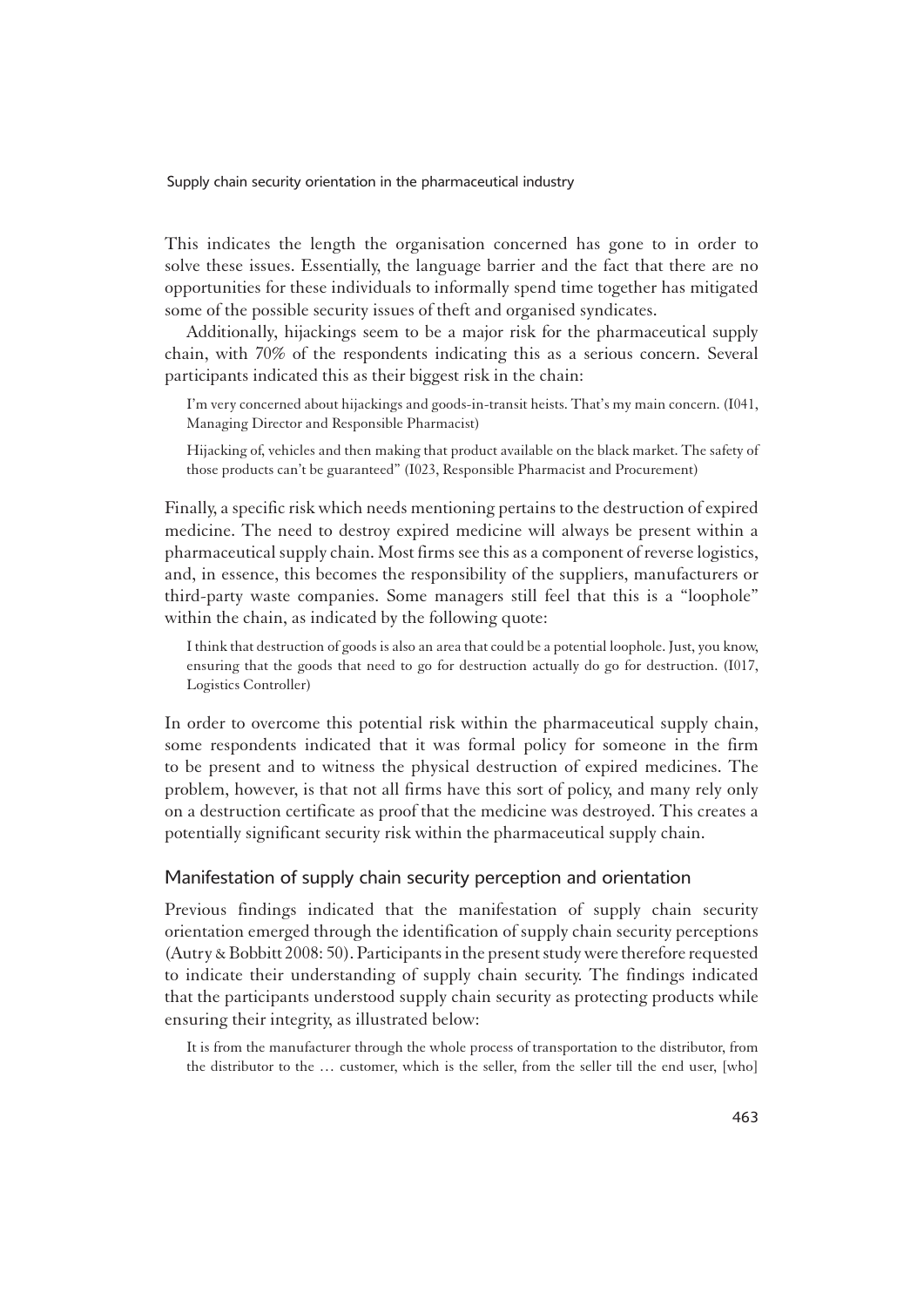This indicates the length the organisation concerned has gone to in order to solve these issues. Essentially, the language barrier and the fact that there are no opportunities for these individuals to informally spend time together has mitigated some of the possible security issues of theft and organised syndicates.

Additionally, hijackings seem to be a major risk for the pharmaceutical supply chain, with 70% of the respondents indicating this as a serious concern. Several participants indicated this as their biggest risk in the chain:

> I'm very concerned about hijackings and goods-in-transit heists. That's my main concern. (I041, Managing Director and Responsible Pharmacist)

> Hijacking of, vehicles and then making that product available on the black market. The safety of those products can't be guaranteed" (I023, Responsible Pharmacist and Procurement)

Finally, a specific risk which needs mentioning pertains to the destruction of expired medicine. The need to destroy expired medicine will always be present within a pharmaceutical supply chain. Most firms see this as a component of reverse logistics, and, in essence, this becomes the responsibility of the suppliers, manufacturers or third-party waste companies. Some managers still feel that this is a "loophole" within the chain, as indicated by the following quote:

> I think that destruction of goods is also an area that could be a potential loophole. Just, you know, ensuring that the goods that need to go for destruction actually do go for destruction. (I017, Logistics Controller)

In order to overcome this potential risk within the pharmaceutical supply chain, some respondents indicated that it was formal policy for someone in the firm to be present and to witness the physical destruction of expired medicines. The problem, however, is that not all firms have this sort of policy, and many rely only on a destruction certificate as proof that the medicine was destroyed. This creates a potentially significant security risk within the pharmaceutical supply chain.

## Manifestation of supply chain security perception and orientation

Previous findings indicated that the manifestation of supply chain security orientation emerged through the identification of supply chain security perceptions (Autry & Bobbitt 2008: 50). Participants in the present study were therefore requested to indicate their understanding of supply chain security. The findings indicated that the participants understood supply chain security as protecting products while ensuring their integrity, as illustrated below:

> It is from the manufacturer through the whole process of transportation to the distributor, from the distributor to the … customer, which is the seller, from the seller till the end user, [who]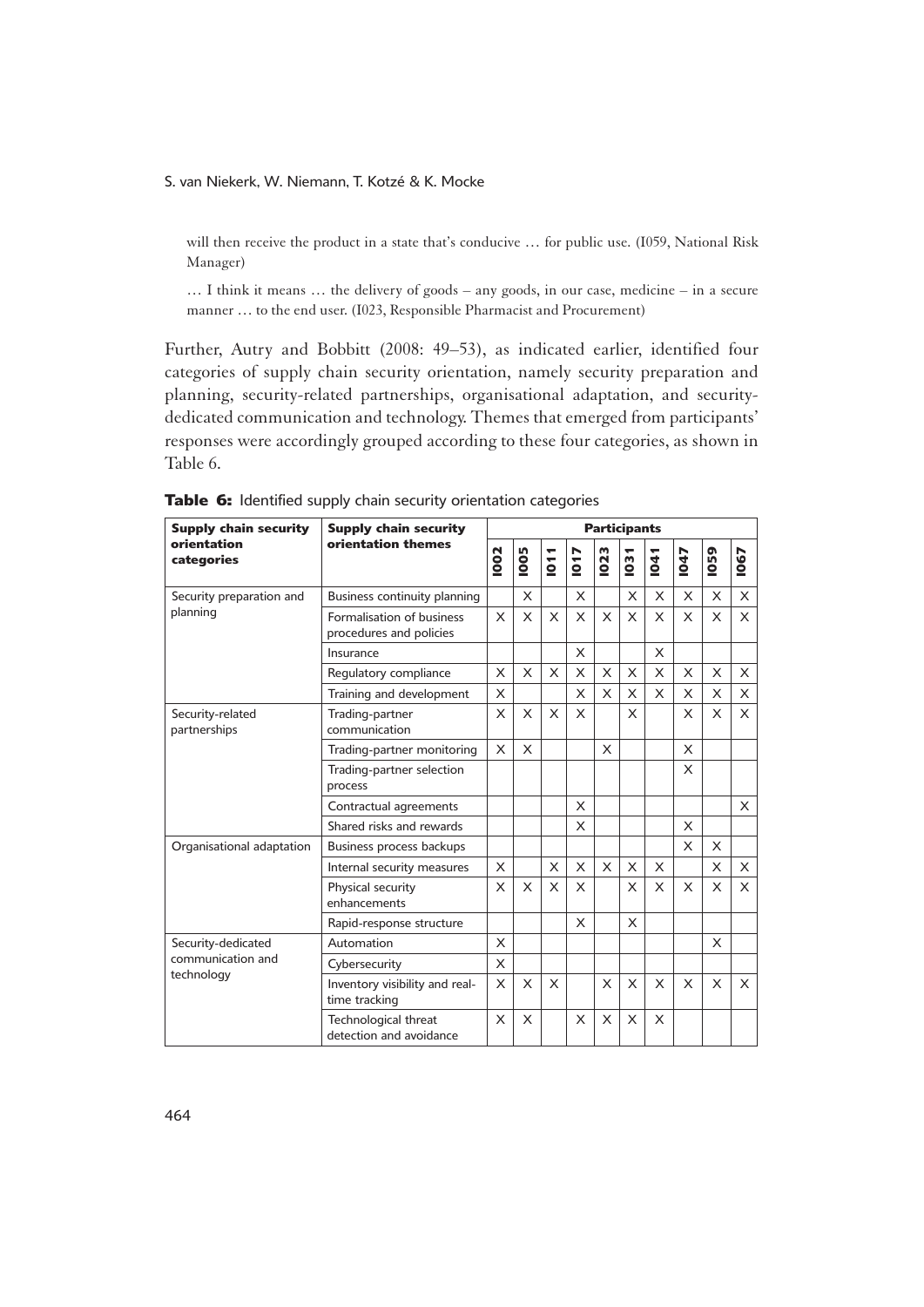will then receive the product in a state that's conducive … for public use. (I059, National Risk Manager)

… I think it means … the delivery of goods – any goods, in our case, medicine – in a secure manner … to the end user. (I023, Responsible Pharmacist and Procurement)

Further, Autry and Bobbitt (2008: 49–53), as indicated earlier, identified four categories of supply chain security orientation, namely security preparation and planning, security-related partnerships, organisational adaptation, and security-dedicated communication and technology. Themes that emerged from participants' responses were accordingly grouped according to these four categories, as shown in Table 6.

**Table 6:** Identified supply chain security orientation categories

| Supply chain security orientation categories | Supply chain security orientation themes | Participants | | | | | | | | | |
|---|---|---|---|---|---|---|---|---|---|---|---|
| | | I002 | I005 | I011 | I017 | I023 | I031 | I041 | I047 | I059 | I067 |
| Security preparation and planning | Business continuity planning | | X | | X | | X | X | X | X | X |
| | Formalisation of business procedures and policies | X | X | X | X | X | X | X | X | X | X |
| | Insurance | | | | X | | | X | | | |
| | Regulatory compliance | X | X | X | X | X | X | X | X | X | X |
| | Training and development | X | | | X | X | X | X | X | X | X |
| Security-related partnerships | Trading-partner communication | X | X | X | X | | X | | X | X | X |
| | Trading-partner monitoring | X | X | | | X | | | X | | |
| | Trading-partner selection process | | | | | | | | X | | |
| | Contractual agreements | | | | X | | | | | | X |
| | Shared risks and rewards | | | | X | | | | X | | |
| Organisational adaptation | Business process backups | | | | | | | | X | X | |
| | Internal security measures | X | | X | X | X | X | X | | X | X |
| | Physical security enhancements | X | X | X | X | | X | X | X | X | X |
| | Rapid-response structure | | | | X | | X | | | | |
| Security-dedicated communication and technology | Automation | X | | | | | | | | X | |
| | Cybersecurity | X | | | | | | | | | |
| | Inventory visibility and real-time tracking | X | X | X | | X | X | X | X | X | X |
| | Technological threat detection and avoidance | X | X | | X | X | X | X | | | |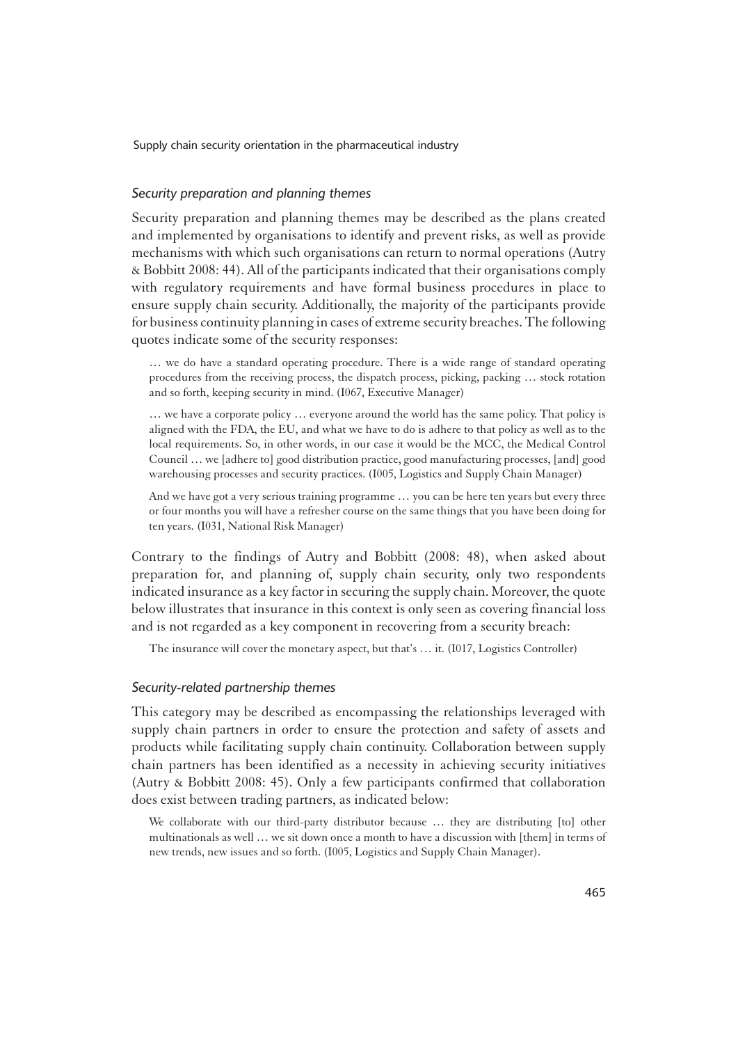### *Security preparation and planning themes*

Security preparation and planning themes may be described as the plans created and implemented by organisations to identify and prevent risks, as well as provide mechanisms with which such organisations can return to normal operations (Autry & Bobbitt 2008: 44). All of the participants indicated that their organisations comply with regulatory requirements and have formal business procedures in place to ensure supply chain security. Additionally, the majority of the participants provide for business continuity planning in cases of extreme security breaches. The following quotes indicate some of the security responses:

> … we do have a standard operating procedure. There is a wide range of standard operating procedures from the receiving process, the dispatch process, picking, packing … stock rotation and so forth, keeping security in mind. (I067, Executive Manager)

> … we have a corporate policy … everyone around the world has the same policy. That policy is aligned with the FDA, the EU, and what we have to do is adhere to that policy as well as to the local requirements. So, in other words, in our case it would be the MCC, the Medical Control Council … we [adhere to] good distribution practice, good manufacturing processes, [and] good warehousing processes and security practices. (I005, Logistics and Supply Chain Manager)

> And we have got a very serious training programme … you can be here ten years but every three or four months you will have a refresher course on the same things that you have been doing for ten years. (I031, National Risk Manager)

Contrary to the findings of Autry and Bobbitt (2008: 48), when asked about preparation for, and planning of, supply chain security, only two respondents indicated insurance as a key factor in securing the supply chain. Moreover, the quote below illustrates that insurance in this context is only seen as covering financial loss and is not regarded as a key component in recovering from a security breach:

> The insurance will cover the monetary aspect, but that's … it. (I017, Logistics Controller)

### *Security-related partnership themes*

This category may be described as encompassing the relationships leveraged with supply chain partners in order to ensure the protection and safety of assets and products while facilitating supply chain continuity. Collaboration between supply chain partners has been identified as a necessity in achieving security initiatives (Autry & Bobbitt 2008: 45). Only a few participants confirmed that collaboration does exist between trading partners, as indicated below:

> We collaborate with our third-party distributor because … they are distributing [to] other multinationals as well … we sit down once a month to have a discussion with [them] in terms of new trends, new issues and so forth. (I005, Logistics and Supply Chain Manager).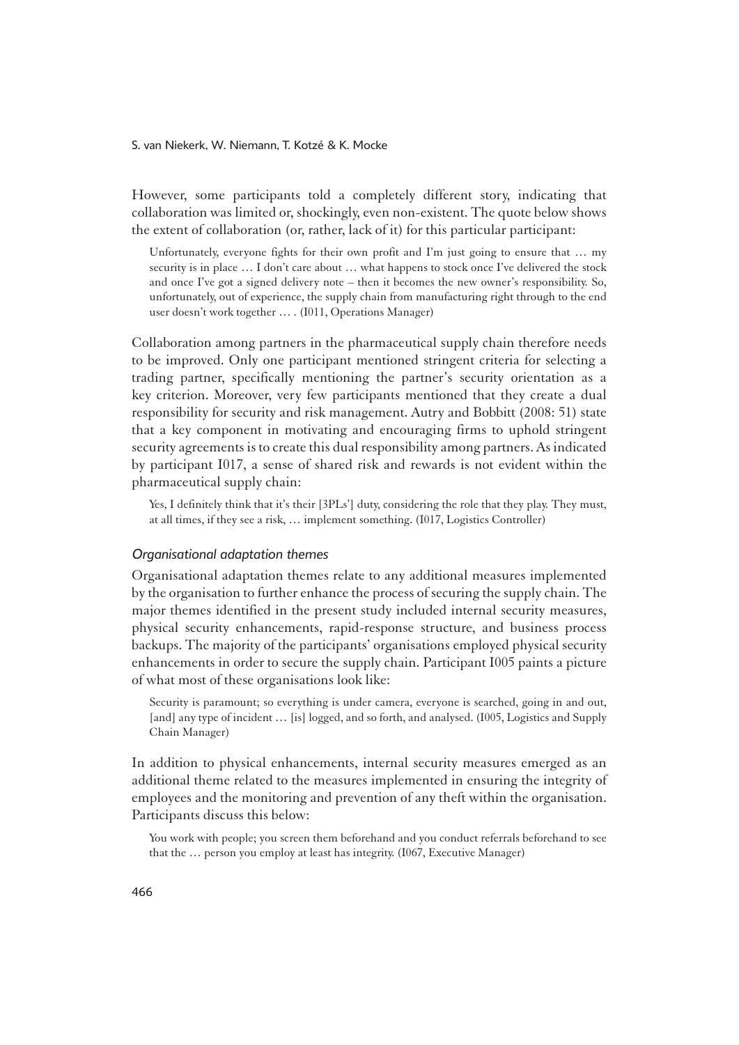However, some participants told a completely different story, indicating that collaboration was limited or, shockingly, even non-existent. The quote below shows the extent of collaboration (or, rather, lack of it) for this particular participant:

> Unfortunately, everyone fights for their own profit and I'm just going to ensure that … my security is in place … I don't care about … what happens to stock once I've delivered the stock and once I've got a signed delivery note – then it becomes the new owner's responsibility. So, unfortunately, out of experience, the supply chain from manufacturing right through to the end user doesn't work together … . (I011, Operations Manager)

Collaboration among partners in the pharmaceutical supply chain therefore needs to be improved. Only one participant mentioned stringent criteria for selecting a trading partner, specifically mentioning the partner's security orientation as a key criterion. Moreover, very few participants mentioned that they create a dual responsibility for security and risk management. Autry and Bobbitt (2008: 51) state that a key component in motivating and encouraging firms to uphold stringent security agreements is to create this dual responsibility among partners. As indicated by participant I017, a sense of shared risk and rewards is not evident within the pharmaceutical supply chain:

> Yes, I definitely think that it's their [3PLs'] duty, considering the role that they play. They must, at all times, if they see a risk, … implement something. (I017, Logistics Controller)

### *Organisational adaptation themes*

Organisational adaptation themes relate to any additional measures implemented by the organisation to further enhance the process of securing the supply chain. The major themes identified in the present study included internal security measures, physical security enhancements, rapid-response structure, and business process backups. The majority of the participants' organisations employed physical security enhancements in order to secure the supply chain. Participant I005 paints a picture of what most of these organisations look like:

> Security is paramount; so everything is under camera, everyone is searched, going in and out, [and] any type of incident … [is] logged, and so forth, and analysed. (I005, Logistics and Supply Chain Manager)

In addition to physical enhancements, internal security measures emerged as an additional theme related to the measures implemented in ensuring the integrity of employees and the monitoring and prevention of any theft within the organisation. Participants discuss this below:

> You work with people; you screen them beforehand and you conduct referrals beforehand to see that the … person you employ at least has integrity. (I067, Executive Manager)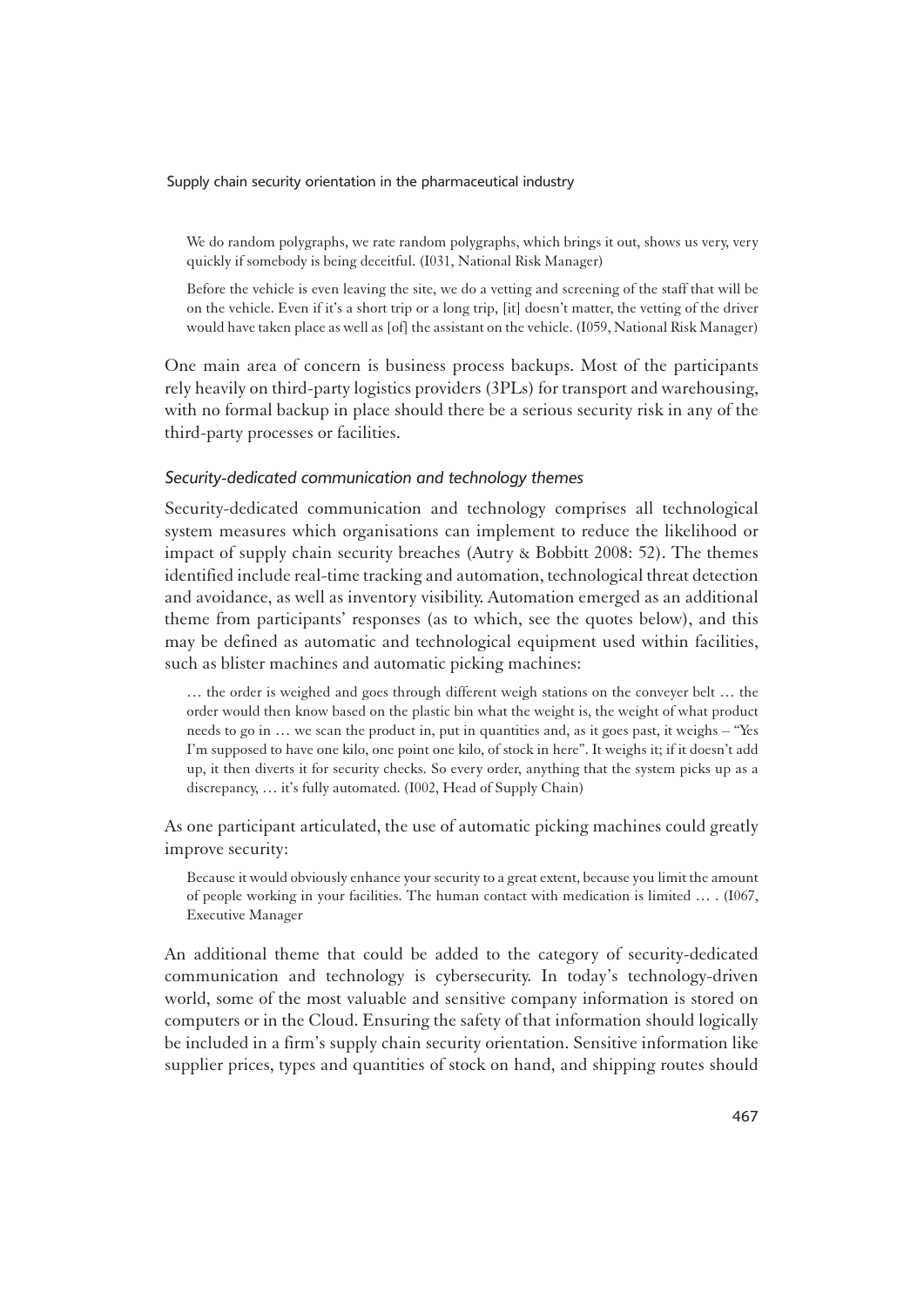> We do random polygraphs, we rate random polygraphs, which brings it out, shows us very, very quickly if somebody is being deceitful. (I031, National Risk Manager)

> Before the vehicle is even leaving the site, we do a vetting and screening of the staff that will be on the vehicle. Even if it's a short trip or a long trip, [it] doesn't matter, the vetting of the driver would have taken place as well as [of] the assistant on the vehicle. (I059, National Risk Manager)

One main area of concern is business process backups. Most of the participants rely heavily on third-party logistics providers (3PLs) for transport and warehousing, with no formal backup in place should there be a serious security risk in any of the third-party processes or facilities.

### *Security-dedicated communication and technology themes*

Security-dedicated communication and technology comprises all technological system measures which organisations can implement to reduce the likelihood or impact of supply chain security breaches (Autry & Bobbitt 2008: 52). The themes identified include real-time tracking and automation, technological threat detection and avoidance, as well as inventory visibility. Automation emerged as an additional theme from participants' responses (as to which, see the quotes below), and this may be defined as automatic and technological equipment used within facilities, such as blister machines and automatic picking machines:

> … the order is weighed and goes through different weigh stations on the conveyer belt … the order would then know based on the plastic bin what the weight is, the weight of what product needs to go in … we scan the product in, put in quantities and, as it goes past, it weighs – "Yes I'm supposed to have one kilo, one point one kilo, of stock in here". It weighs it; if it doesn't add up, it then diverts it for security checks. So every order, anything that the system picks up as a discrepancy, … it's fully automated. (I002, Head of Supply Chain)

As one participant articulated, the use of automatic picking machines could greatly improve security:

> Because it would obviously enhance your security to a great extent, because you limit the amount of people working in your facilities. The human contact with medication is limited … . (I067, Executive Manager

An additional theme that could be added to the category of security-dedicated communication and technology is cybersecurity. In today's technology-driven world, some of the most valuable and sensitive company information is stored on computers or in the Cloud. Ensuring the safety of that information should logically be included in a firm's supply chain security orientation. Sensitive information like supplier prices, types and quantities of stock on hand, and shipping routes should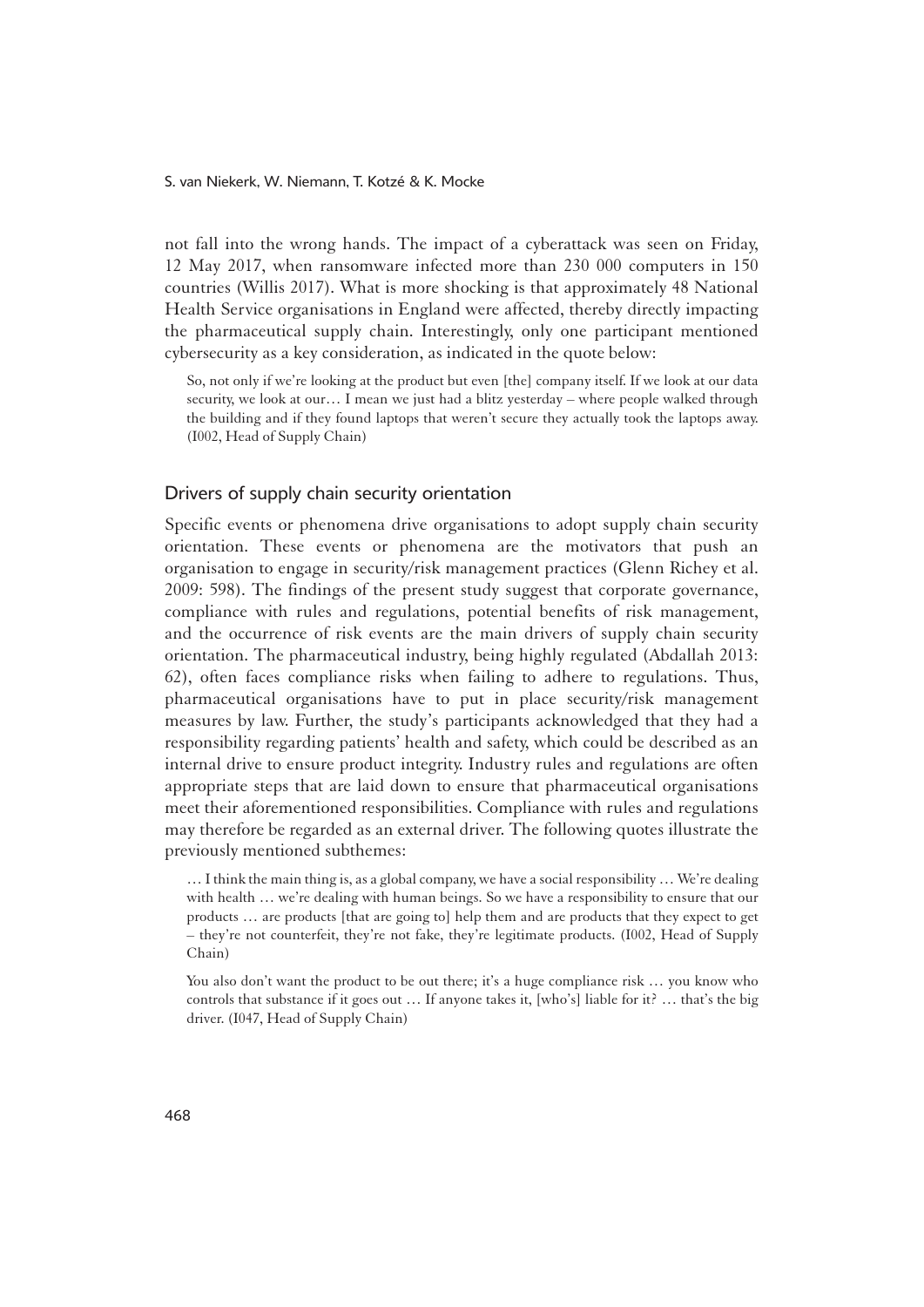not fall into the wrong hands. The impact of a cyberattack was seen on Friday, 12 May 2017, when ransomware infected more than 230 000 computers in 150 countries (Willis 2017). What is more shocking is that approximately 48 National Health Service organisations in England were affected, thereby directly impacting the pharmaceutical supply chain. Interestingly, only one participant mentioned cybersecurity as a key consideration, as indicated in the quote below:

> So, not only if we're looking at the product but even [the] company itself. If we look at our data security, we look at our… I mean we just had a blitz yesterday – where people walked through the building and if they found laptops that weren't secure they actually took the laptops away. (I002, Head of Supply Chain)

### Drivers of supply chain security orientation

Specific events or phenomena drive organisations to adopt supply chain security orientation. These events or phenomena are the motivators that push an organisation to engage in security/risk management practices (Glenn Richey et al. 2009: 598). The findings of the present study suggest that corporate governance, compliance with rules and regulations, potential benefits of risk management, and the occurrence of risk events are the main drivers of supply chain security orientation. The pharmaceutical industry, being highly regulated (Abdallah 2013: 62), often faces compliance risks when failing to adhere to regulations. Thus, pharmaceutical organisations have to put in place security/risk management measures by law. Further, the study's participants acknowledged that they had a responsibility regarding patients' health and safety, which could be described as an internal drive to ensure product integrity. Industry rules and regulations are often appropriate steps that are laid down to ensure that pharmaceutical organisations meet their aforementioned responsibilities. Compliance with rules and regulations may therefore be regarded as an external driver. The following quotes illustrate the previously mentioned subthemes:

> … I think the main thing is, as a global company, we have a social responsibility … We're dealing with health … we're dealing with human beings. So we have a responsibility to ensure that our products … are products [that are going to] help them and are products that they expect to get – they're not counterfeit, they're not fake, they're legitimate products. (I002, Head of Supply Chain)

> You also don't want the product to be out there; it's a huge compliance risk … you know who controls that substance if it goes out … If anyone takes it, [who's] liable for it? … that's the big driver. (I047, Head of Supply Chain)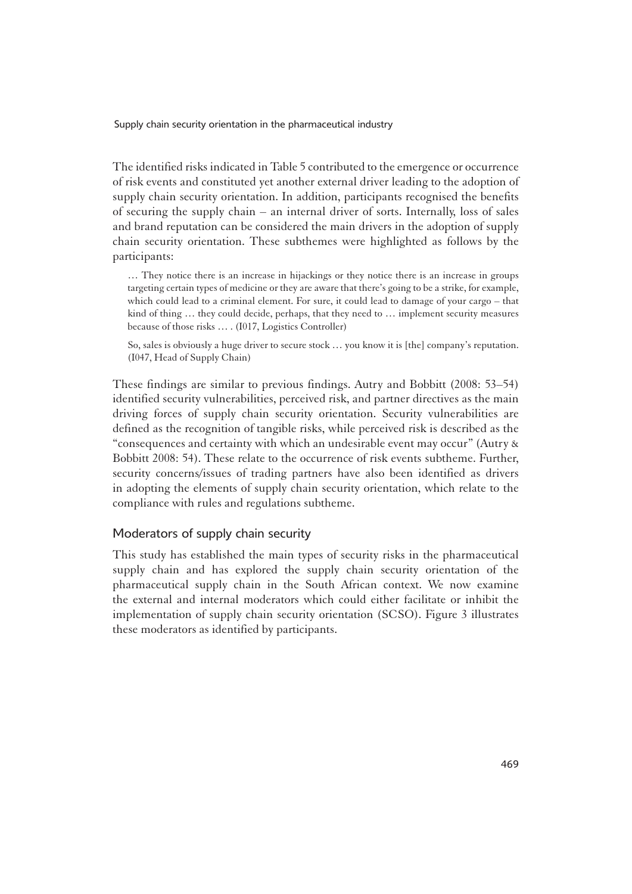The identified risks indicated in Table 5 contributed to the emergence or occurrence of risk events and constituted yet another external driver leading to the adoption of supply chain security orientation. In addition, participants recognised the benefits of securing the supply chain – an internal driver of sorts. Internally, loss of sales and brand reputation can be considered the main drivers in the adoption of supply chain security orientation. These subthemes were highlighted as follows by the participants:

> … They notice there is an increase in hijackings or they notice there is an increase in groups targeting certain types of medicine or they are aware that there's going to be a strike, for example, which could lead to a criminal element. For sure, it could lead to damage of your cargo – that kind of thing … they could decide, perhaps, that they need to … implement security measures because of those risks … . (I017, Logistics Controller)

> So, sales is obviously a huge driver to secure stock … you know it is [the] company's reputation. (I047, Head of Supply Chain)

These findings are similar to previous findings. Autry and Bobbitt (2008: 53–54) identified security vulnerabilities, perceived risk, and partner directives as the main driving forces of supply chain security orientation. Security vulnerabilities are defined as the recognition of tangible risks, while perceived risk is described as the "consequences and certainty with which an undesirable event may occur" (Autry & Bobbitt 2008: 54). These relate to the occurrence of risk events subtheme. Further, security concerns/issues of trading partners have also been identified as drivers in adopting the elements of supply chain security orientation, which relate to the compliance with rules and regulations subtheme.

## Moderators of supply chain security

This study has established the main types of security risks in the pharmaceutical supply chain and has explored the supply chain security orientation of the pharmaceutical supply chain in the South African context. We now examine the external and internal moderators which could either facilitate or inhibit the implementation of supply chain security orientation (SCSO). Figure 3 illustrates these moderators as identified by participants.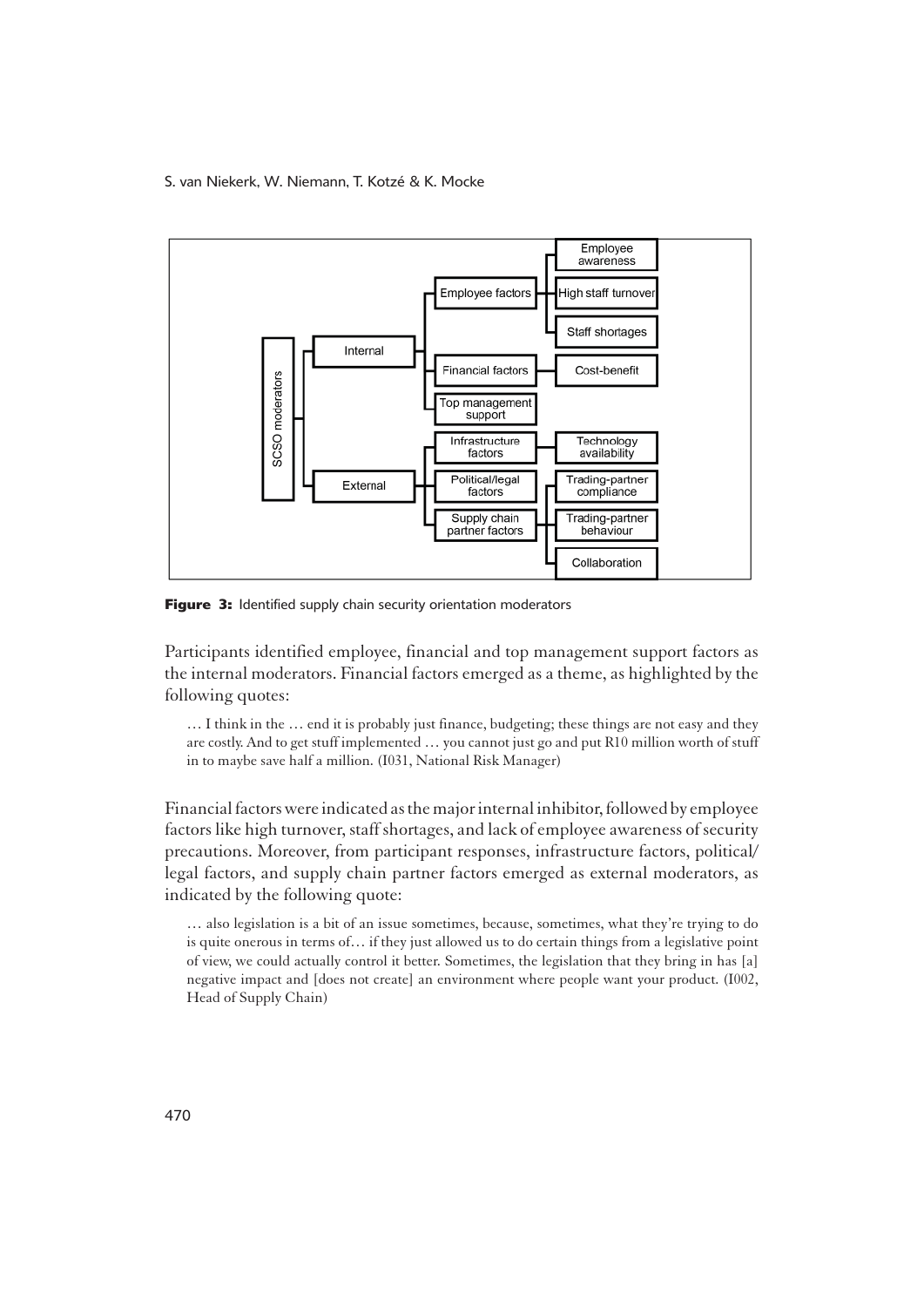SCSO moderators

Internal

External

Employee factors

Financial factors

Top management support

Infrastructure factors

Political/legal factors

Supply chain partner factors

Employee awareness

High staff turnover

Staff shortages

Cost-benefit

Technology availability

Trading-partner compliance

Trading-partner behaviour

Collaboration

**Figure 3:** Identified supply chain security orientation moderators

Participants identified employee, financial and top management support factors as the internal moderators. Financial factors emerged as a theme, as highlighted by the following quotes:

> … I think in the … end it is probably just finance, budgeting; these things are not easy and they are costly. And to get stuff implemented … you cannot just go and put R10 million worth of stuff in to maybe save half a million. (I031, National Risk Manager)

Financial factors were indicated as the major internal inhibitor, followed by employee factors like high turnover, staff shortages, and lack of employee awareness of security precautions. Moreover, from participant responses, infrastructure factors, political/legal factors, and supply chain partner factors emerged as external moderators, as indicated by the following quote:

> … also legislation is a bit of an issue sometimes, because, sometimes, what they're trying to do is quite onerous in terms of… if they just allowed us to do certain things from a legislative point of view, we could actually control it better. Sometimes, the legislation that they bring in has [a] negative impact and [does not create] an environment where people want your product. (I002, Head of Supply Chain)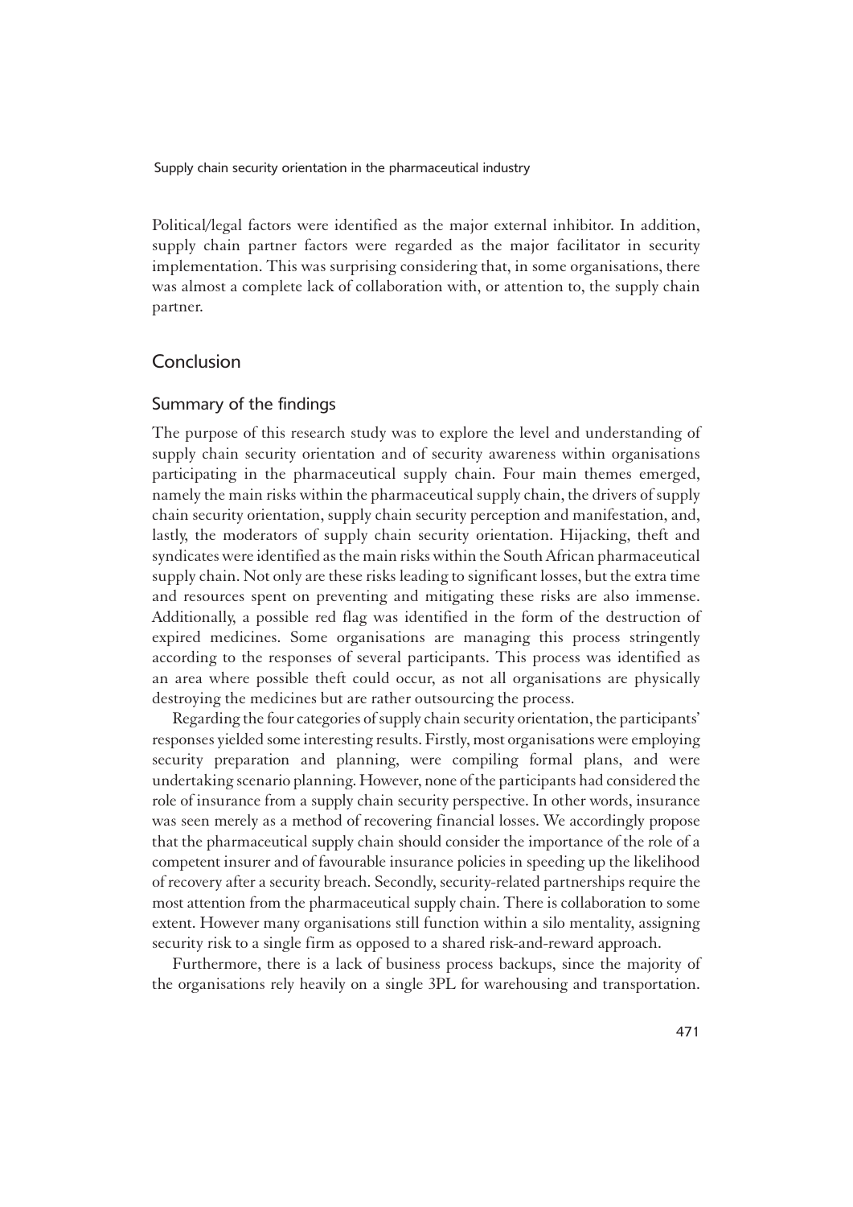Political/legal factors were identified as the major external inhibitor. In addition, supply chain partner factors were regarded as the major facilitator in security implementation. This was surprising considering that, in some organisations, there was almost a complete lack of collaboration with, or attention to, the supply chain partner.

## Conclusion

### Summary of the findings

The purpose of this research study was to explore the level and understanding of supply chain security orientation and of security awareness within organisations participating in the pharmaceutical supply chain. Four main themes emerged, namely the main risks within the pharmaceutical supply chain, the drivers of supply chain security orientation, supply chain security perception and manifestation, and, lastly, the moderators of supply chain security orientation. Hijacking, theft and syndicates were identified as the main risks within the South African pharmaceutical supply chain. Not only are these risks leading to significant losses, but the extra time and resources spent on preventing and mitigating these risks are also immense. Additionally, a possible red flag was identified in the form of the destruction of expired medicines. Some organisations are managing this process stringently according to the responses of several participants. This process was identified as an area where possible theft could occur, as not all organisations are physically destroying the medicines but are rather outsourcing the process.

Regarding the four categories of supply chain security orientation, the participants' responses yielded some interesting results. Firstly, most organisations were employing security preparation and planning, were compiling formal plans, and were undertaking scenario planning. However, none of the participants had considered the role of insurance from a supply chain security perspective. In other words, insurance was seen merely as a method of recovering financial losses. We accordingly propose that the pharmaceutical supply chain should consider the importance of the role of a competent insurer and of favourable insurance policies in speeding up the likelihood of recovery after a security breach. Secondly, security-related partnerships require the most attention from the pharmaceutical supply chain. There is collaboration to some extent. However many organisations still function within a silo mentality, assigning security risk to a single firm as opposed to a shared risk-and-reward approach.

Furthermore, there is a lack of business process backups, since the majority of the organisations rely heavily on a single 3PL for warehousing and transportation.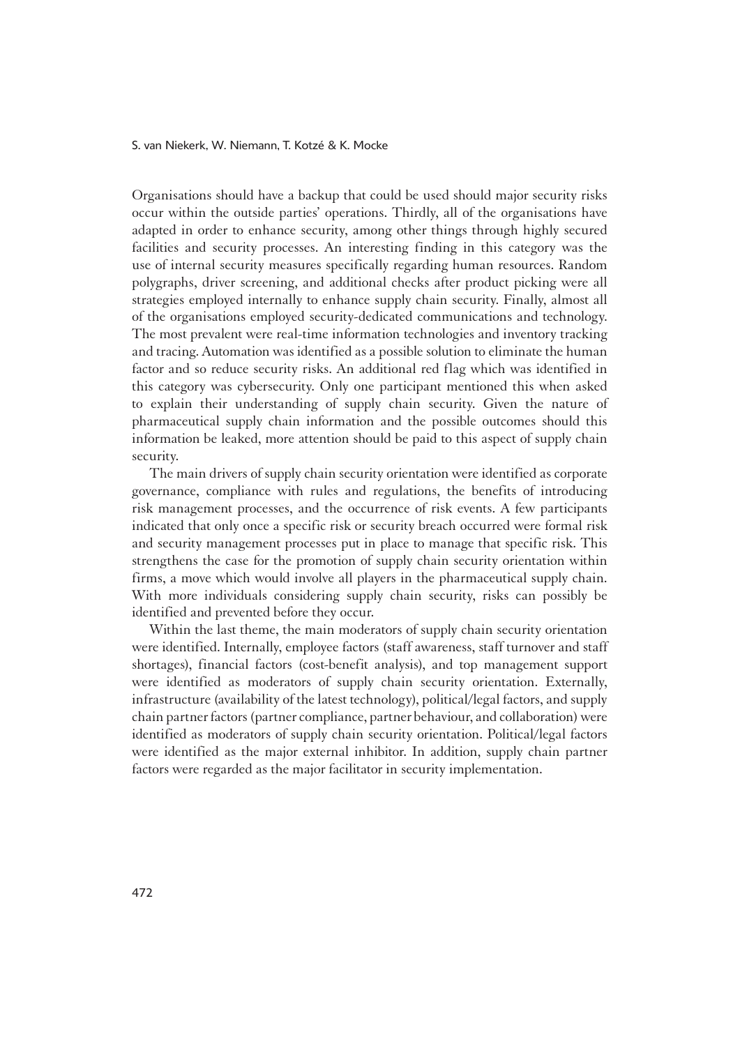Organisations should have a backup that could be used should major security risks occur within the outside parties' operations. Thirdly, all of the organisations have adapted in order to enhance security, among other things through highly secured facilities and security processes. An interesting finding in this category was the use of internal security measures specifically regarding human resources. Random polygraphs, driver screening, and additional checks after product picking were all strategies employed internally to enhance supply chain security. Finally, almost all of the organisations employed security-dedicated communications and technology. The most prevalent were real-time information technologies and inventory tracking and tracing. Automation was identified as a possible solution to eliminate the human factor and so reduce security risks. An additional red flag which was identified in this category was cybersecurity. Only one participant mentioned this when asked to explain their understanding of supply chain security. Given the nature of pharmaceutical supply chain information and the possible outcomes should this information be leaked, more attention should be paid to this aspect of supply chain security.

The main drivers of supply chain security orientation were identified as corporate governance, compliance with rules and regulations, the benefits of introducing risk management processes, and the occurrence of risk events. A few participants indicated that only once a specific risk or security breach occurred were formal risk and security management processes put in place to manage that specific risk. This strengthens the case for the promotion of supply chain security orientation within firms, a move which would involve all players in the pharmaceutical supply chain. With more individuals considering supply chain security, risks can possibly be identified and prevented before they occur.

Within the last theme, the main moderators of supply chain security orientation were identified. Internally, employee factors (staff awareness, staff turnover and staff shortages), financial factors (cost-benefit analysis), and top management support were identified as moderators of supply chain security orientation. Externally, infrastructure (availability of the latest technology), political/legal factors, and supply chain partner factors (partner compliance, partner behaviour, and collaboration) were identified as moderators of supply chain security orientation. Political/legal factors were identified as the major external inhibitor. In addition, supply chain partner factors were regarded as the major facilitator in security implementation.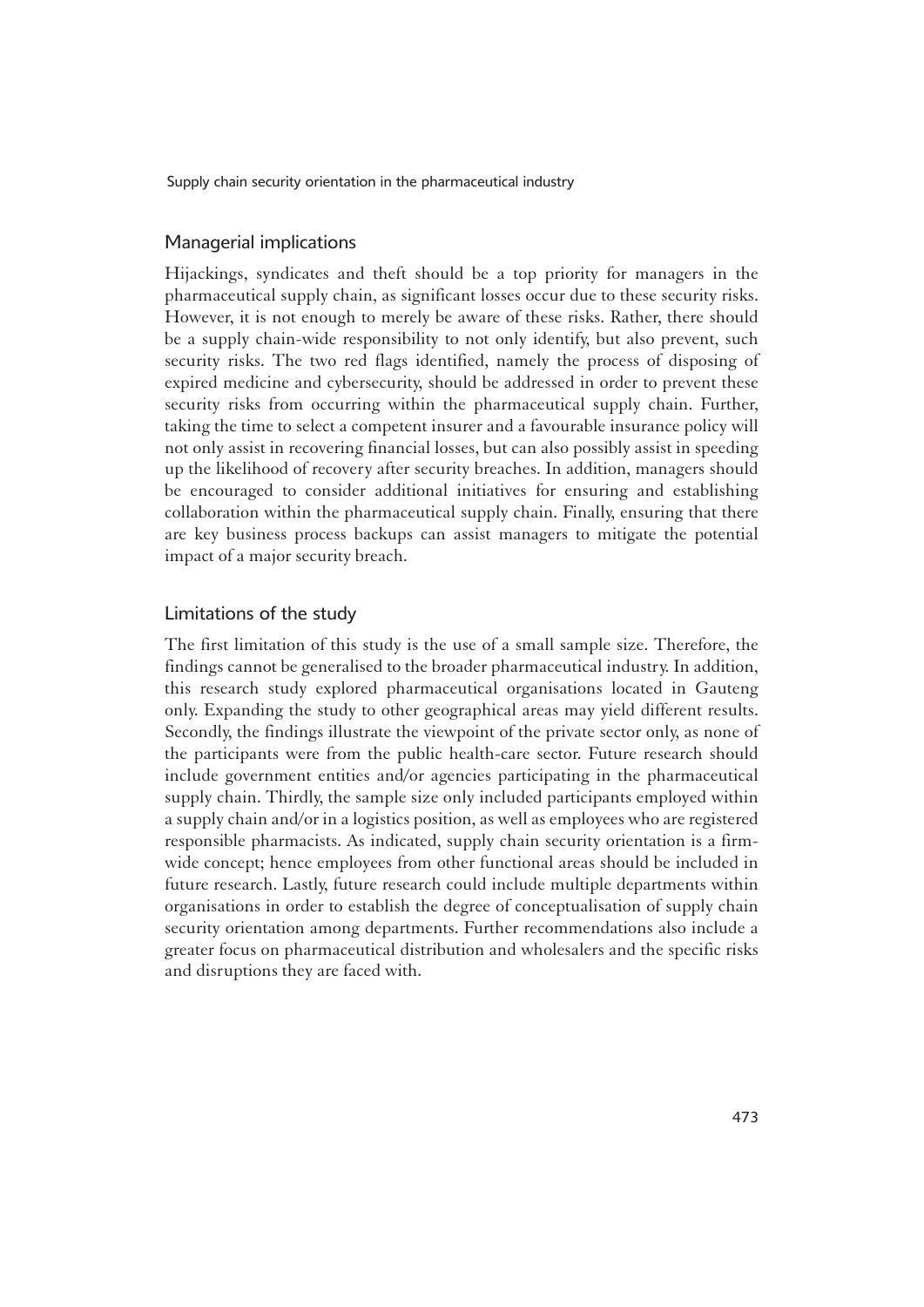## Managerial implications

Hijackings, syndicates and theft should be a top priority for managers in the pharmaceutical supply chain, as significant losses occur due to these security risks. However, it is not enough to merely be aware of these risks. Rather, there should be a supply chain-wide responsibility to not only identify, but also prevent, such security risks. The two red flags identified, namely the process of disposing of expired medicine and cybersecurity, should be addressed in order to prevent these security risks from occurring within the pharmaceutical supply chain. Further, taking the time to select a competent insurer and a favourable insurance policy will not only assist in recovering financial losses, but can also possibly assist in speeding up the likelihood of recovery after security breaches. In addition, managers should be encouraged to consider additional initiatives for ensuring and establishing collaboration within the pharmaceutical supply chain. Finally, ensuring that there are key business process backups can assist managers to mitigate the potential impact of a major security breach.

## Limitations of the study

The first limitation of this study is the use of a small sample size. Therefore, the findings cannot be generalised to the broader pharmaceutical industry. In addition, this research study explored pharmaceutical organisations located in Gauteng only. Expanding the study to other geographical areas may yield different results. Secondly, the findings illustrate the viewpoint of the private sector only, as none of the participants were from the public health-care sector. Future research should include government entities and/or agencies participating in the pharmaceutical supply chain. Thirdly, the sample size only included participants employed within a supply chain and/or in a logistics position, as well as employees who are registered responsible pharmacists. As indicated, supply chain security orientation is a firm-wide concept; hence employees from other functional areas should be included in future research. Lastly, future research could include multiple departments within organisations in order to establish the degree of conceptualisation of supply chain security orientation among departments. Further recommendations also include a greater focus on pharmaceutical distribution and wholesalers and the specific risks and disruptions they are faced with.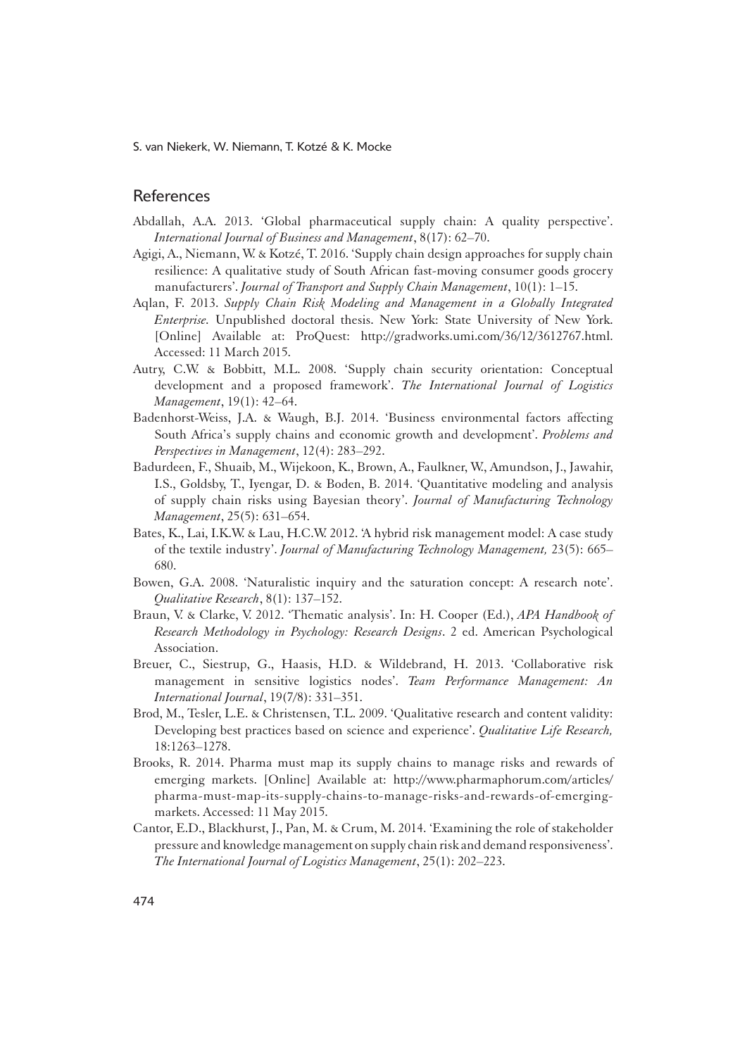## References

Abdallah, A.A. 2013. 'Global pharmaceutical supply chain: A quality perspective'. *International Journal of Business and Management*, 8(17): 62–70.

Agigi, A., Niemann, W. & Kotzé, T. 2016. 'Supply chain design approaches for supply chain resilience: A qualitative study of South African fast-moving consumer goods grocery manufacturers'. *Journal of Transport and Supply Chain Management*, 10(1): 1–15.

Aqlan, F. 2013. *Supply Chain Risk Modeling and Management in a Globally Integrated Enterprise*. Unpublished doctoral thesis. New York: State University of New York. [Online] Available at: ProQuest: http://gradworks.umi.com/36/12/3612767.html. Accessed: 11 March 2015.

Autry, C.W. & Bobbitt, M.L. 2008. 'Supply chain security orientation: Conceptual development and a proposed framework'. *The International Journal of Logistics Management*, 19(1): 42–64.

Badenhorst-Weiss, J.A. & Waugh, B.J. 2014. 'Business environmental factors affecting South Africa's supply chains and economic growth and development'. *Problems and Perspectives in Management*, 12(4): 283–292.

Badurdeen, F., Shuaib, M., Wijekoon, K., Brown, A., Faulkner, W., Amundson, J., Jawahir, I.S., Goldsby, T., Iyengar, D. & Boden, B. 2014. 'Quantitative modeling and analysis of supply chain risks using Bayesian theory'. *Journal of Manufacturing Technology Management*, 25(5): 631–654.

Bates, K., Lai, I.K.W. & Lau, H.C.W. 2012. 'A hybrid risk management model: A case study of the textile industry'. *Journal of Manufacturing Technology Management,* 23(5): 665–680.

Bowen, G.A. 2008. 'Naturalistic inquiry and the saturation concept: A research note'. *Qualitative Research*, 8(1): 137–152.

Braun, V. & Clarke, V. 2012. 'Thematic analysis'. In: H. Cooper (Ed.), *APA Handbook of Research Methodology in Psychology: Research Designs*. 2 ed. American Psychological Association.

Breuer, C., Siestrup, G., Haasis, H.D. & Wildebrand, H. 2013. 'Collaborative risk management in sensitive logistics nodes'. *Team Performance Management: An International Journal*, 19(7/8): 331–351.

Brod, M., Tesler, L.E. & Christensen, T.L. 2009. 'Qualitative research and content validity: Developing best practices based on science and experience'. *Qualitative Life Research,* 18:1263–1278.

Brooks, R. 2014. Pharma must map its supply chains to manage risks and rewards of emerging markets. [Online] Available at: http://www.pharmaphorum.com/articles/pharma-must-map-its-supply-chains-to-manage-risks-and-rewards-of-emerging-markets. Accessed: 11 May 2015.

Cantor, E.D., Blackhurst, J., Pan, M. & Crum, M. 2014. 'Examining the role of stakeholder pressure and knowledge management on supply chain risk and demand responsiveness'. *The International Journal of Logistics Management*, 25(1): 202–223.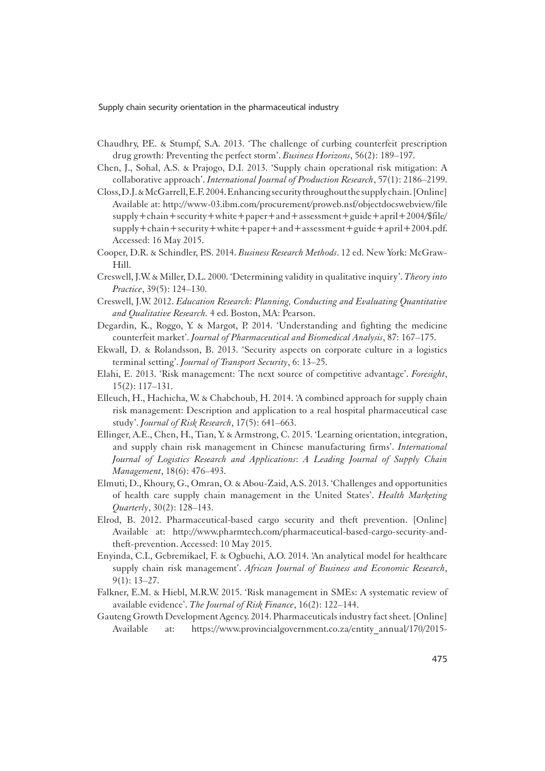Chaudhry, P.E. & Stumpf, S.A. 2013. 'The challenge of curbing counterfeit prescription drug growth: Preventing the perfect storm'. *Business Horizons*, 56(2): 189–197.

Chen, J., Sohal, A.S. & Prajogo, D.I. 2013. 'Supply chain operational risk mitigation: A collaborative approach'. *International Journal of Production Research*, 57(1): 2186–2199.

Closs, D.J. & McGarrell, E.F. 2004. Enhancing security throughout the supply chain. [Online] Available at: http://www-03.ibm.com/procurement/proweb.nsf/objectdocswebview/file supply+chain+security+white+paper+and+assessment+guide+april+2004/$file/supply+chain+security+white+paper+and+assessment+guide+april+2004.pdf. Accessed: 16 May 2015.

Cooper, D.R. & Schindler, P.S. 2014. *Business Research Methods*. 12 ed. New York: McGraw-Hill.

Creswell, J.W. & Miller, D.L. 2000. 'Determining validity in qualitative inquiry'. *Theory into Practice*, 39(5): 124–130.

Creswell, J.W. 2012. *Education Research: Planning, Conducting and Evaluating Quantitative and Qualitative Research*. 4 ed. Boston, MA: Pearson.

Degardin, K., Roggo, Y. & Margot, P. 2014. 'Understanding and fighting the medicine counterfeit market'. *Journal of Pharmaceutical and Biomedical Analysis*, 87: 167–175.

Ekwall, D. & Rolandsson, B. 2013. 'Security aspects on corporate culture in a logistics terminal setting'. *Journal of Transport Security*, 6: 13–25.

Elahi, E. 2013. 'Risk management: The next source of competitive advantage'. *Foresight*, 15(2): 117–131.

Elleuch, H., Hachicha, W. & Chabchoub, H. 2014. 'A combined approach for supply chain risk management: Description and application to a real hospital pharmaceutical case study'. *Journal of Risk Research*, 17(5): 641–663.

Ellinger, A.E., Chen, H., Tian, Y. & Armstrong, C. 2015. 'Learning orientation, integration, and supply chain risk management in Chinese manufacturing firms'. *International Journal of Logistics Research and Applications: A Leading Journal of Supply Chain Management*, 18(6): 476–493.

Elmuti, D., Khoury, G., Omran, O. & Abou-Zaid, A.S. 2013. 'Challenges and opportunities of health care supply chain management in the United States'. *Health Marketing Quarterly*, 30(2): 128–143.

Elrod, B. 2012. Pharmaceutical-based cargo security and theft prevention. [Online] Available at: http://www.pharmtech.com/pharmaceutical-based-cargo-security-and-theft-prevention. Accessed: 10 May 2015.

Enyinda, C.I., Gebremikael, F. & Ogbuehi, A.O. 2014. 'An analytical model for healthcare supply chain risk management'. *African Journal of Business and Economic Research*, 9(1): 13–27.

Falkner, E.M. & Hiebl, M.R.W. 2015. 'Risk management in SMEs: A systematic review of available evidence'. *The Journal of Risk Finance*, 16(2): 122–144.

Gauteng Growth Development Agency. 2014. Pharmaceuticals industry fact sheet. [Online] Available at: https://www.provincialgovernment.co.za/entity_annual/170/2015-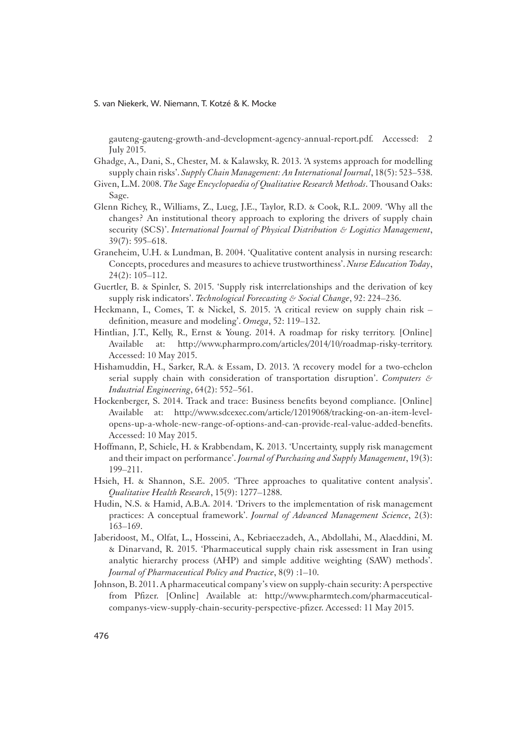gauteng-gauteng-growth-and-development-agency-annual-report.pdf. Accessed: 2 July 2015.

Ghadge, A., Dani, S., Chester, M. & Kalawsky, R. 2013. 'A systems approach for modelling supply chain risks'. *Supply Chain Management: An International Journal*, 18(5): 523–538.

Given, L.M. 2008. *The Sage Encyclopaedia of Qualitative Research Methods*. Thousand Oaks: Sage.

Glenn Richey, R., Williams, Z., Lueg, J.E., Taylor, R.D. & Cook, R.L. 2009. 'Why all the changes? An institutional theory approach to exploring the drivers of supply chain security (SCS)'. *International Journal of Physical Distribution & Logistics Management*, 39(7): 595–618.

Graneheim, U.H. & Lundman, B. 2004. 'Qualitative content analysis in nursing research: Concepts, procedures and measures to achieve trustworthiness'. *Nurse Education Today*, 24(2): 105–112.

Guertler, B. & Spinler, S. 2015. 'Supply risk interrelationships and the derivation of key supply risk indicators'. *Technological Forecasting & Social Change*, 92: 224–236.

Heckmann, I., Comes, T. & Nickel, S. 2015. 'A critical review on supply chain risk – definition, measure and modeling'. *Omega*, 52: 119–132.

Hintlian, J.T., Kelly, R., Ernst & Young. 2014. A roadmap for risky territory. [Online] Available at: http://www.pharmpro.com/articles/2014/10/roadmap-risky-territory. Accessed: 10 May 2015.

Hishamuddin, H., Sarker, R.A. & Essam, D. 2013. 'A recovery model for a two-echelon serial supply chain with consideration of transportation disruption'. *Computers & Industrial Engineering*, 64(2): 552–561.

Hockenberger, S. 2014. Track and trace: Business benefits beyond compliance. [Online] Available at: http://www.sdcexec.com/article/12019068/tracking-on-an-item-level-opens-up-a-whole-new-range-of-options-and-can-provide-real-value-added-benefits. Accessed: 10 May 2015.

Hoffmann, P., Schiele, H. & Krabbendam, K. 2013. 'Uncertainty, supply risk management and their impact on performance'. *Journal of Purchasing and Supply Management*, 19(3): 199–211.

Hsieh, H. & Shannon, S.E. 2005. 'Three approaches to qualitative content analysis'. *Qualitative Health Research*, 15(9): 1277–1288.

Hudin, N.S. & Hamid, A.B.A. 2014. 'Drivers to the implementation of risk management practices: A conceptual framework'. *Journal of Advanced Management Science*, 2(3): 163–169.

Jaberidoost, M., Olfat, L., Hosseini, A., Kebriaeezadeh, A., Abdollahi, M., Alaeddini, M. & Dinarvand, R. 2015. 'Pharmaceutical supply chain risk assessment in Iran using analytic hierarchy process (AHP) and simple additive weighting (SAW) methods'. *Journal of Pharmaceutical Policy and Practice*, 8(9) :1–10.

Johnson, B. 2011. A pharmaceutical company's view on supply-chain security: A perspective from Pfizer. [Online] Available at: http://www.pharmtech.com/pharmaceutical-companys-view-supply-chain-security-perspective-pfizer. Accessed: 11 May 2015.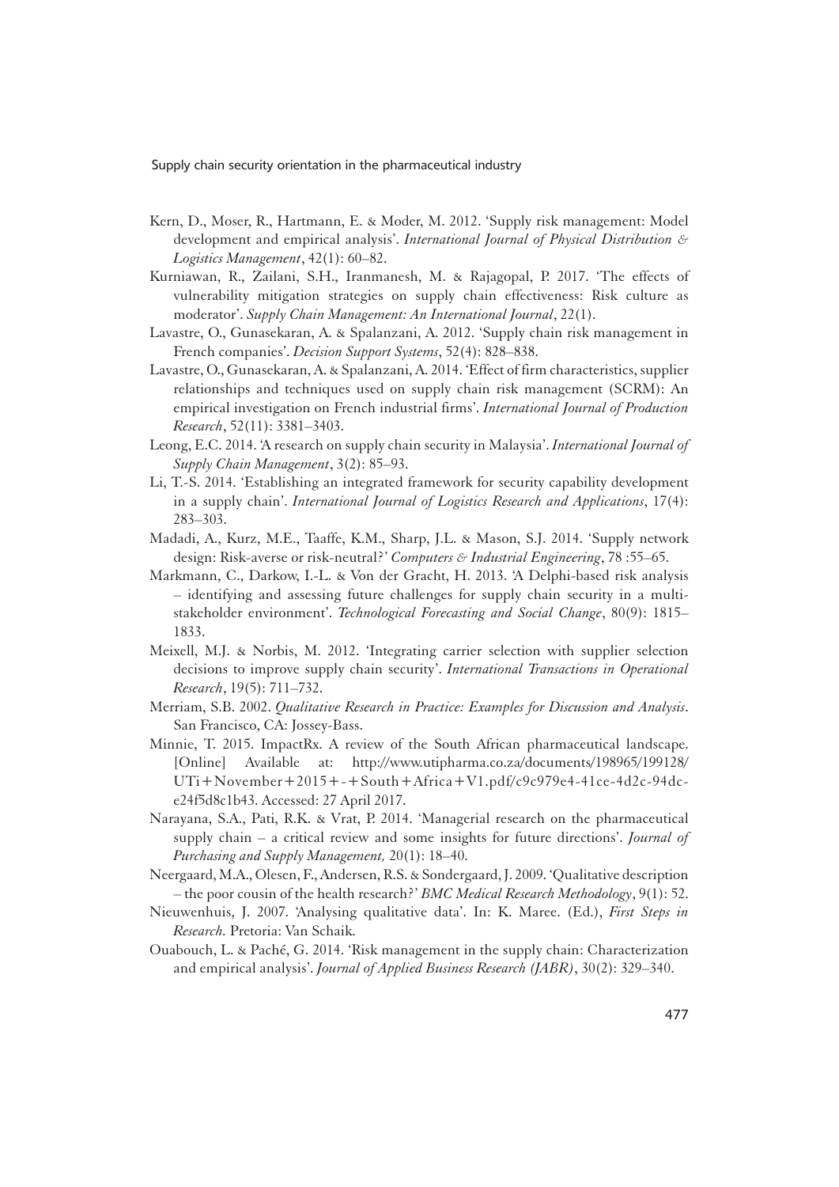Kern, D., Moser, R., Hartmann, E. & Moder, M. 2012. 'Supply risk management: Model development and empirical analysis'. *International Journal of Physical Distribution & Logistics Management*, 42(1): 60–82.

Kurniawan, R., Zailani, S.H., Iranmanesh, M. & Rajagopal, P. 2017. 'The effects of vulnerability mitigation strategies on supply chain effectiveness: Risk culture as moderator'. *Supply Chain Management: An International Journal*, 22(1).

Lavastre, O., Gunasekaran, A. & Spalanzani, A. 2012. 'Supply chain risk management in French companies'. *Decision Support Systems*, 52(4): 828–838.

Lavastre, O., Gunasekaran, A. & Spalanzani, A. 2014. 'Effect of firm characteristics, supplier relationships and techniques used on supply chain risk management (SCRM): An empirical investigation on French industrial firms'. *International Journal of Production Research*, 52(11): 3381–3403.

Leong, E.C. 2014. 'A research on supply chain security in Malaysia'. *International Journal of Supply Chain Management*, 3(2): 85–93.

Li, T.-S. 2014. 'Establishing an integrated framework for security capability development in a supply chain'. *International Journal of Logistics Research and Applications*, 17(4): 283–303.

Madadi, A., Kurz, M.E., Taaffe, K.M., Sharp, J.L. & Mason, S.J. 2014. 'Supply network design: Risk-averse or risk-neutral?' *Computers & Industrial Engineering*, 78 :55–65.

Markmann, C., Darkow, I.-L. & Von der Gracht, H. 2013. 'A Delphi-based risk analysis – identifying and assessing future challenges for supply chain security in a multi-stakeholder environment'. *Technological Forecasting and Social Change*, 80(9): 1815–1833.

Meixell, M.J. & Norbis, M. 2012. 'Integrating carrier selection with supplier selection decisions to improve supply chain security'. *International Transactions in Operational Research*, 19(5): 711–732.

Merriam, S.B. 2002. *Qualitative Research in Practice: Examples for Discussion and Analysis*. San Francisco, CA: Jossey-Bass.

Minnie, T. 2015. ImpactRx. A review of the South African pharmaceutical landscape. [Online] Available at: http://www.utipharma.co.za/documents/198965/199128/UTi+November+2015+-+South+Africa+V1.pdf/c9c979e4-41ce-4d2c-94dc-e24f5d8c1b43. Accessed: 27 April 2017.

Narayana, S.A., Pati, R.K. & Vrat, P. 2014. 'Managerial research on the pharmaceutical supply chain – a critical review and some insights for future directions'. *Journal of Purchasing and Supply Management,* 20(1): 18–40.

Neergaard, M.A., Olesen, F., Andersen, R.S. & Sondergaard, J. 2009. 'Qualitative description – the poor cousin of the health research?' *BMC Medical Research Methodology*, 9(1): 52.

Nieuwenhuis, J. 2007. 'Analysing qualitative data'. In: K. Maree. (Ed.), *First Steps in Research.* Pretoria: Van Schaik.

Ouabouch, L. & Paché, G. 2014. 'Risk management in the supply chain: Characterization and empirical analysis'. *Journal of Applied Business Research (JABR)*, 30(2): 329–340.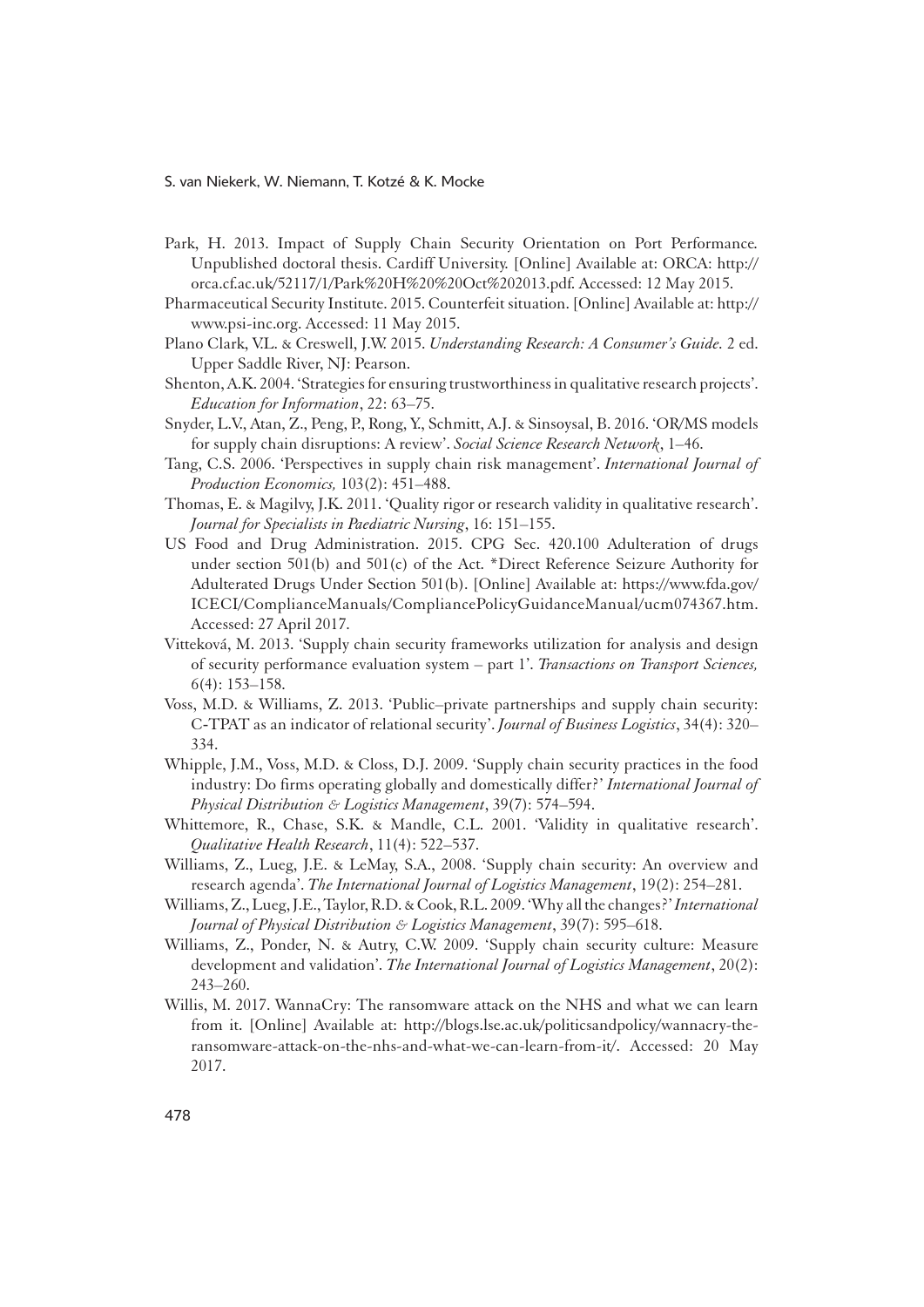Park, H. 2013. Impact of Supply Chain Security Orientation on Port Performance. Unpublished doctoral thesis. Cardiff University. [Online] Available at: ORCA: http://orca.cf.ac.uk/52117/1/Park%20H%20%20Oct%202013.pdf. Accessed: 12 May 2015.

Pharmaceutical Security Institute. 2015. Counterfeit situation. [Online] Available at: http://www.psi-inc.org. Accessed: 11 May 2015.

Plano Clark, V.L. & Creswell, J.W. 2015. *Understanding Research: A Consumer's Guide*. 2 ed. Upper Saddle River, NJ: Pearson.

Shenton, A.K. 2004. 'Strategies for ensuring trustworthiness in qualitative research projects'. *Education for Information*, 22: 63–75.

Snyder, L.V., Atan, Z., Peng, P., Rong, Y., Schmitt, A.J. & Sinsoysal, B. 2016. 'OR/MS models for supply chain disruptions: A review'. *Social Science Research Network*, 1–46.

Tang, C.S. 2006. 'Perspectives in supply chain risk management'. *International Journal of Production Economics,* 103(2): 451–488.

Thomas, E. & Magilvy, J.K. 2011. 'Quality rigor or research validity in qualitative research'. *Journal for Specialists in Paediatric Nursing*, 16: 151–155.

US Food and Drug Administration. 2015. CPG Sec. 420.100 Adulteration of drugs under section 501(b) and 501(c) of the Act. *Direct Reference Seizure Authority for Adulterated Drugs Under Section 501(b). [Online] Available at: https://www.fda.gov/ICECI/ComplianceManuals/CompliancePolicyGuidanceManual/ucm074367.htm. Accessed: 27 April 2017.

Vitteková, M. 2013. 'Supply chain security frameworks utilization for analysis and design of security performance evaluation system – part 1'. *Transactions on Transport Sciences,* 6(4): 153–158.

Voss, M.D. & Williams, Z. 2013. 'Public–private partnerships and supply chain security: C-TPAT as an indicator of relational security'. *Journal of Business Logistics*, 34(4): 320–334.

Whipple, J.M., Voss, M.D. & Closs, D.J. 2009. 'Supply chain security practices in the food industry: Do firms operating globally and domestically differ?' *International Journal of Physical Distribution & Logistics Management*, 39(7): 574–594.

Whittemore, R., Chase, S.K. & Mandle, C.L. 2001. 'Validity in qualitative research'. *Qualitative Health Research*, 11(4): 522–537.

Williams, Z., Lueg, J.E. & LeMay, S.A., 2008. 'Supply chain security: An overview and research agenda'. *The International Journal of Logistics Management*, 19(2): 254–281.

Williams, Z., Lueg, J.E., Taylor, R.D. & Cook, R.L. 2009. 'Why all the changes?' *International Journal of Physical Distribution & Logistics Management*, 39(7): 595–618.

Williams, Z., Ponder, N. & Autry, C.W. 2009. 'Supply chain security culture: Measure development and validation'. *The International Journal of Logistics Management*, 20(2): 243–260.

Willis, M. 2017. WannaCry: The ransomware attack on the NHS and what we can learn from it. [Online] Available at: http://blogs.lse.ac.uk/politicsandpolicy/wannacry-the-ransomware-attack-on-the-nhs-and-what-we-can-learn-from-it/. Accessed: 20 May 2017.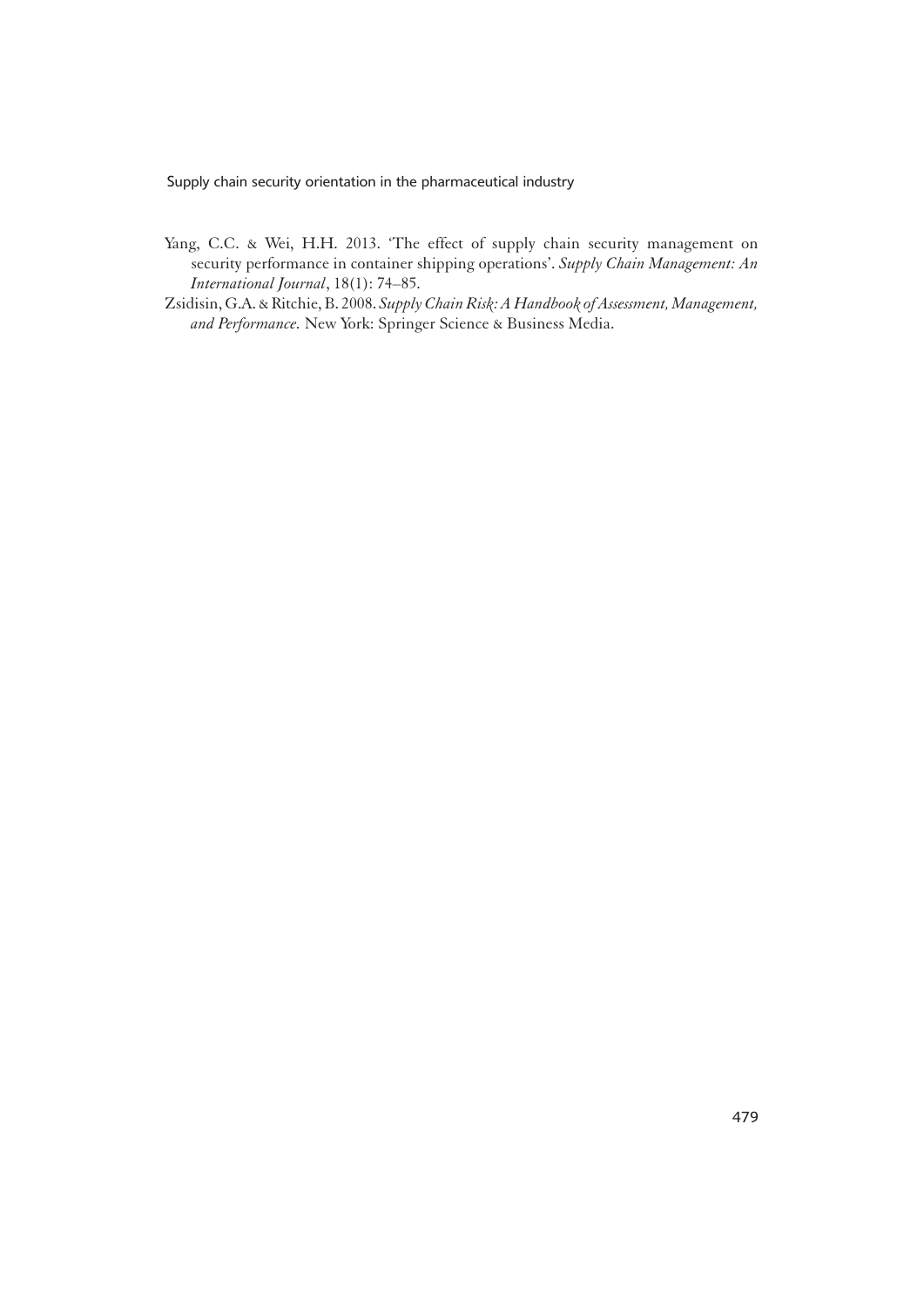Yang, C.C. & Wei, H.H. 2013. 'The effect of supply chain security management on security performance in container shipping operations'. *Supply Chain Management: An International Journal*, 18(1): 74–85.

Zsidisin, G.A. & Ritchie, B. 2008. *Supply Chain Risk: A Handbook of Assessment, Management, and Performance.* New York: Springer Science & Business Media.